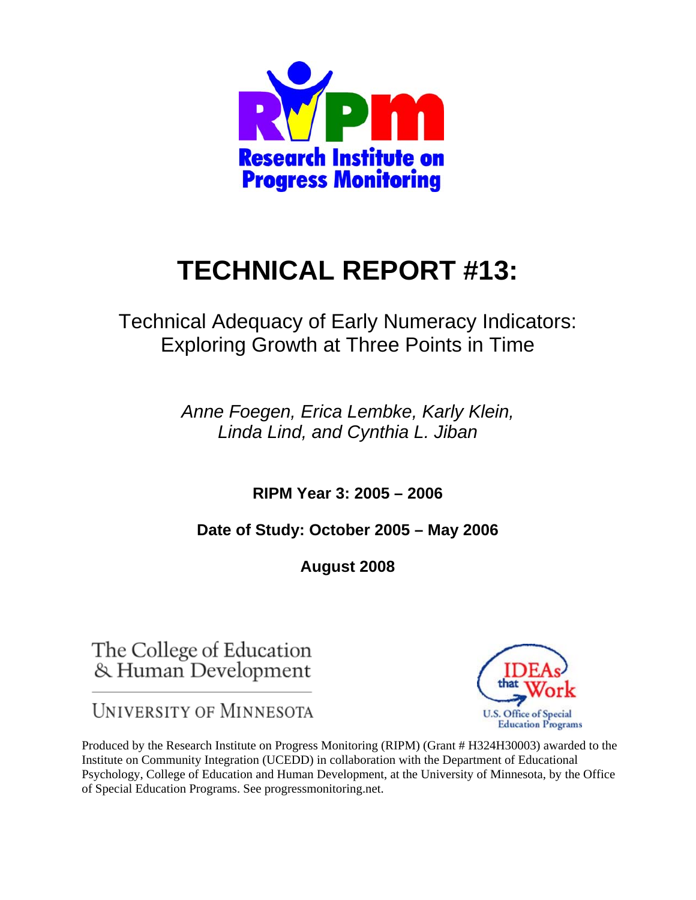Research Institute on Progress Monitoring

# TECHNICAL REPORT #13:

## Technical Adequacy of Early Numeracy Indicators: Exploring Growth at Three Points in Time

*Anne Foegen, Erica Lembke, Karly Klein, Linda Lind, and Cynthia L. Jiban*

**RIPM Year 3: 2005 – 2006**

**Date of Study: October 2005 – May 2006**

**August 2008**

The College of Education & Human Development

University of Minnesota

IDEAs that Work
U.S. Office of Special Education Programs

Produced by the Research Institute on Progress Monitoring (RIPM) (Grant # H324H30003) awarded to the Institute on Community Integration (UCEDD) in collaboration with the Department of Educational Psychology, College of Education and Human Development, at the University of Minnesota, by the Office of Special Education Programs. See progressmonitoring.net.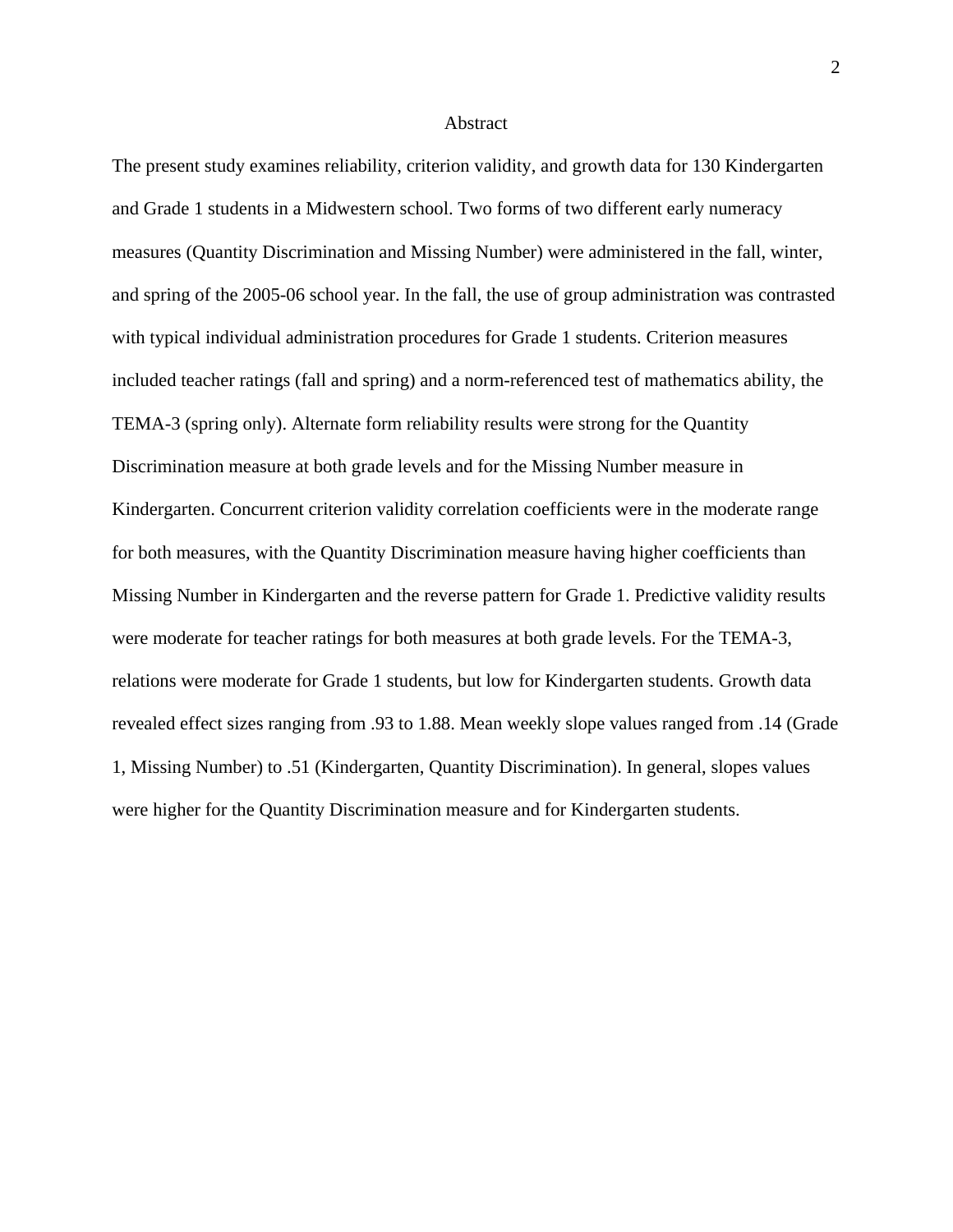# Abstract

The present study examines reliability, criterion validity, and growth data for 130 Kindergarten and Grade 1 students in a Midwestern school. Two forms of two different early numeracy measures (Quantity Discrimination and Missing Number) were administered in the fall, winter, and spring of the 2005-06 school year. In the fall, the use of group administration was contrasted with typical individual administration procedures for Grade 1 students. Criterion measures included teacher ratings (fall and spring) and a norm-referenced test of mathematics ability, the TEMA-3 (spring only). Alternate form reliability results were strong for the Quantity Discrimination measure at both grade levels and for the Missing Number measure in Kindergarten. Concurrent criterion validity correlation coefficients were in the moderate range for both measures, with the Quantity Discrimination measure having higher coefficients than Missing Number in Kindergarten and the reverse pattern for Grade 1. Predictive validity results were moderate for teacher ratings for both measures at both grade levels. For the TEMA-3, relations were moderate for Grade 1 students, but low for Kindergarten students. Growth data revealed effect sizes ranging from .93 to 1.88. Mean weekly slope values ranged from .14 (Grade 1, Missing Number) to .51 (Kindergarten, Quantity Discrimination). In general, slopes values were higher for the Quantity Discrimination measure and for Kindergarten students.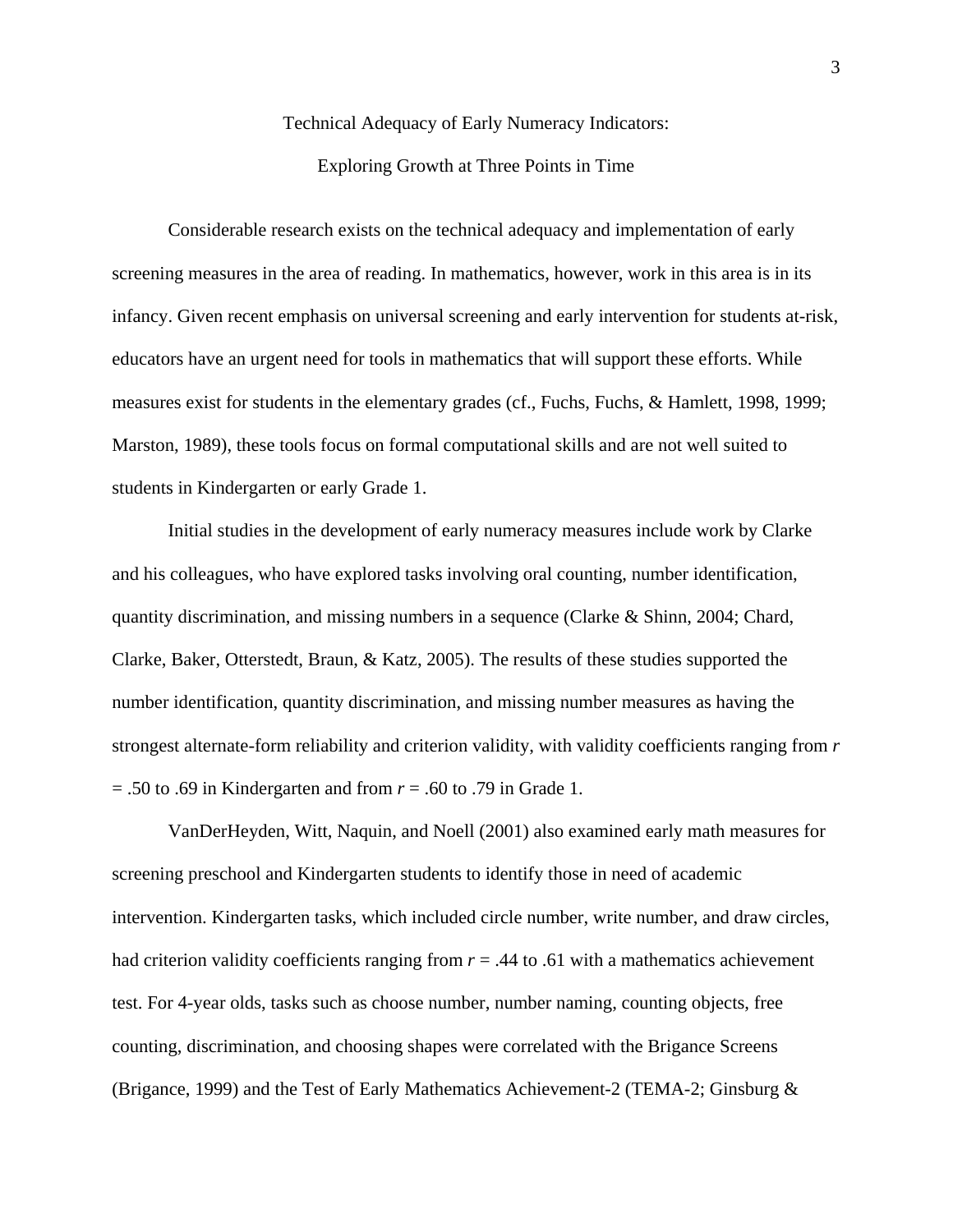# Technical Adequacy of Early Numeracy Indicators:

# Exploring Growth at Three Points in Time

Considerable research exists on the technical adequacy and implementation of early screening measures in the area of reading. In mathematics, however, work in this area is in its infancy. Given recent emphasis on universal screening and early intervention for students at-risk, educators have an urgent need for tools in mathematics that will support these efforts. While measures exist for students in the elementary grades (cf., Fuchs, Fuchs, & Hamlett, 1998, 1999; Marston, 1989), these tools focus on formal computational skills and are not well suited to students in Kindergarten or early Grade 1.

Initial studies in the development of early numeracy measures include work by Clarke and his colleagues, who have explored tasks involving oral counting, number identification, quantity discrimination, and missing numbers in a sequence (Clarke & Shinn, 2004; Chard, Clarke, Baker, Otterstedt, Braun, & Katz, 2005). The results of these studies supported the number identification, quantity discrimination, and missing number measures as having the strongest alternate-form reliability and criterion validity, with validity coefficients ranging from $r = .50$ to $.69$ in Kindergarten and from $r = .60$ to $.79$ in Grade 1.

VanDerHeyden, Witt, Naquin, and Noell (2001) also examined early math measures for screening preschool and Kindergarten students to identify those in need of academic intervention. Kindergarten tasks, which included circle number, write number, and draw circles, had criterion validity coefficients ranging from $r = .44$ to $.61$ with a mathematics achievement test. For 4-year olds, tasks such as choose number, number naming, counting objects, free counting, discrimination, and choosing shapes were correlated with the Brigance Screens (Brigance, 1999) and the Test of Early Mathematics Achievement-2 (TEMA-2; Ginsburg &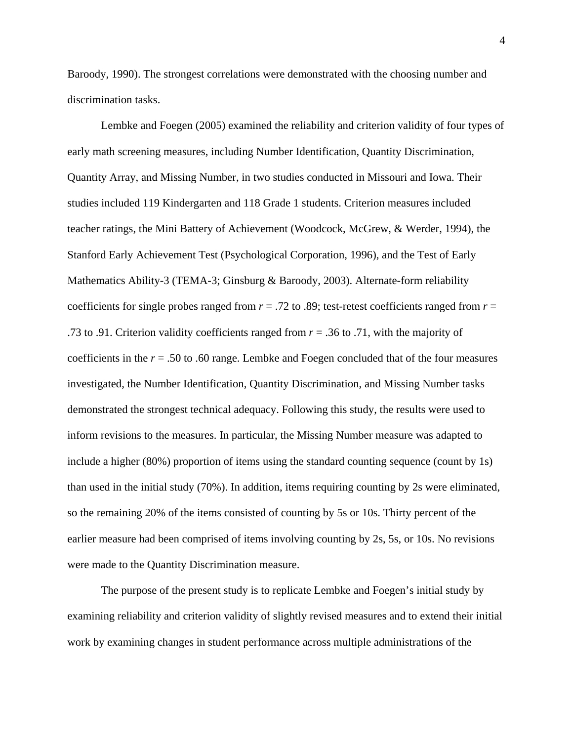Baroody, 1990). The strongest correlations were demonstrated with the choosing number and discrimination tasks.

Lembke and Foegen (2005) examined the reliability and criterion validity of four types of early math screening measures, including Number Identification, Quantity Discrimination, Quantity Array, and Missing Number, in two studies conducted in Missouri and Iowa. Their studies included 119 Kindergarten and 118 Grade 1 students. Criterion measures included teacher ratings, the Mini Battery of Achievement (Woodcock, McGrew, & Werder, 1994), the Stanford Early Achievement Test (Psychological Corporation, 1996), and the Test of Early Mathematics Ability-3 (TEMA-3; Ginsburg & Baroody, 2003). Alternate-form reliability coefficients for single probes ranged from $r$ = .72 to .89; test-retest coefficients ranged from $r$ = .73 to .91. Criterion validity coefficients ranged from $r$ = .36 to .71, with the majority of coefficients in the $r$ = .50 to .60 range. Lembke and Foegen concluded that of the four measures investigated, the Number Identification, Quantity Discrimination, and Missing Number tasks demonstrated the strongest technical adequacy. Following this study, the results were used to inform revisions to the measures. In particular, the Missing Number measure was adapted to include a higher (80%) proportion of items using the standard counting sequence (count by 1s) than used in the initial study (70%). In addition, items requiring counting by 2s were eliminated, so the remaining 20% of the items consisted of counting by 5s or 10s. Thirty percent of the earlier measure had been comprised of items involving counting by 2s, 5s, or 10s. No revisions were made to the Quantity Discrimination measure.

The purpose of the present study is to replicate Lembke and Foegen's initial study by examining reliability and criterion validity of slightly revised measures and to extend their initial work by examining changes in student performance across multiple administrations of the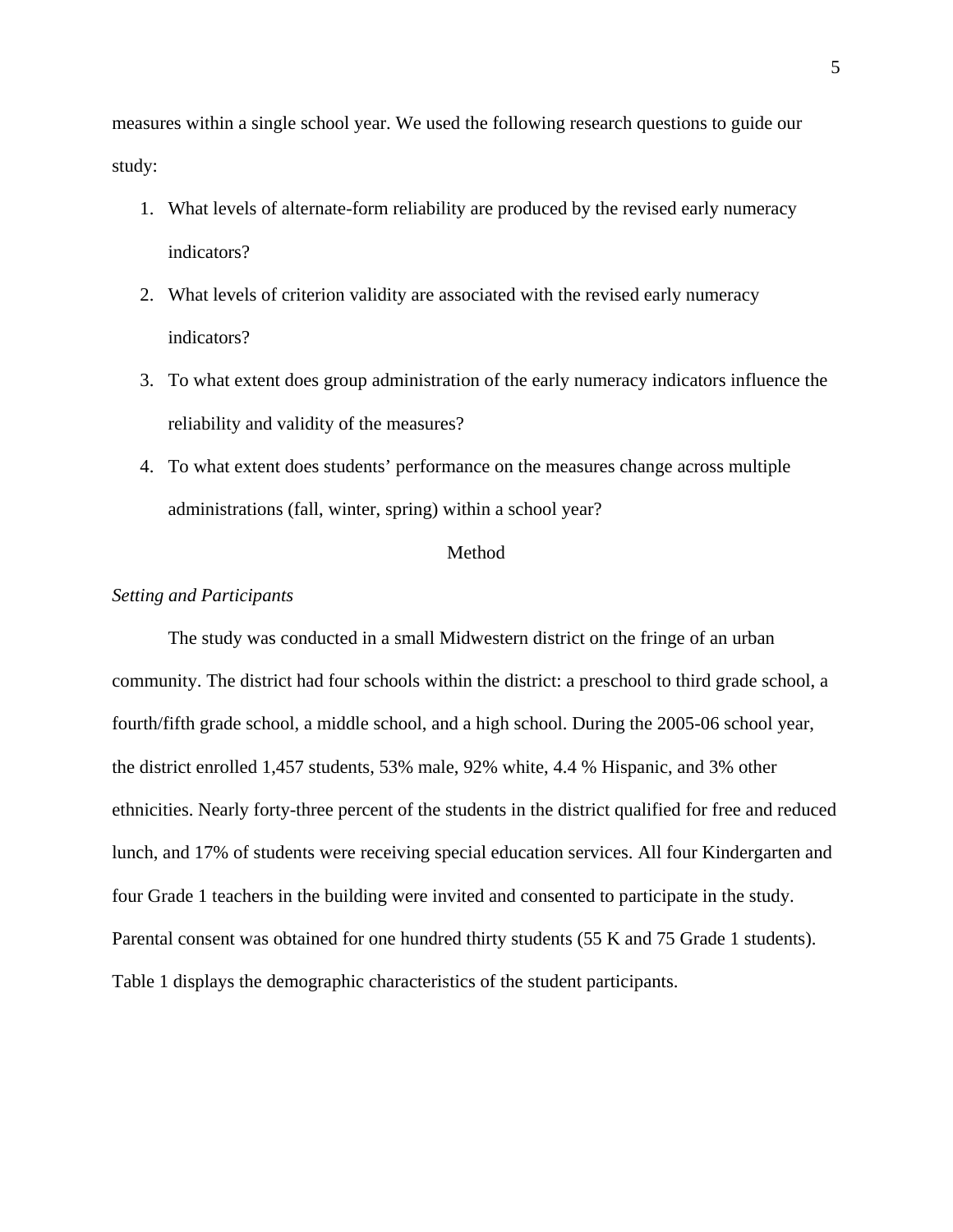measures within a single school year. We used the following research questions to guide our study:

1. What levels of alternate-form reliability are produced by the revised early numeracy indicators?
2. What levels of criterion validity are associated with the revised early numeracy indicators?
3. To what extent does group administration of the early numeracy indicators influence the reliability and validity of the measures?
4. To what extent does students' performance on the measures change across multiple administrations (fall, winter, spring) within a school year?

## Method

### *Setting and Participants*

The study was conducted in a small Midwestern district on the fringe of an urban community. The district had four schools within the district: a preschool to third grade school, a fourth/fifth grade school, a middle school, and a high school. During the 2005-06 school year, the district enrolled 1,457 students, 53% male, 92% white, 4.4 % Hispanic, and 3% other ethnicities. Nearly forty-three percent of the students in the district qualified for free and reduced lunch, and 17% of students were receiving special education services. All four Kindergarten and four Grade 1 teachers in the building were invited and consented to participate in the study. Parental consent was obtained for one hundred thirty students (55 K and 75 Grade 1 students). Table 1 displays the demographic characteristics of the student participants.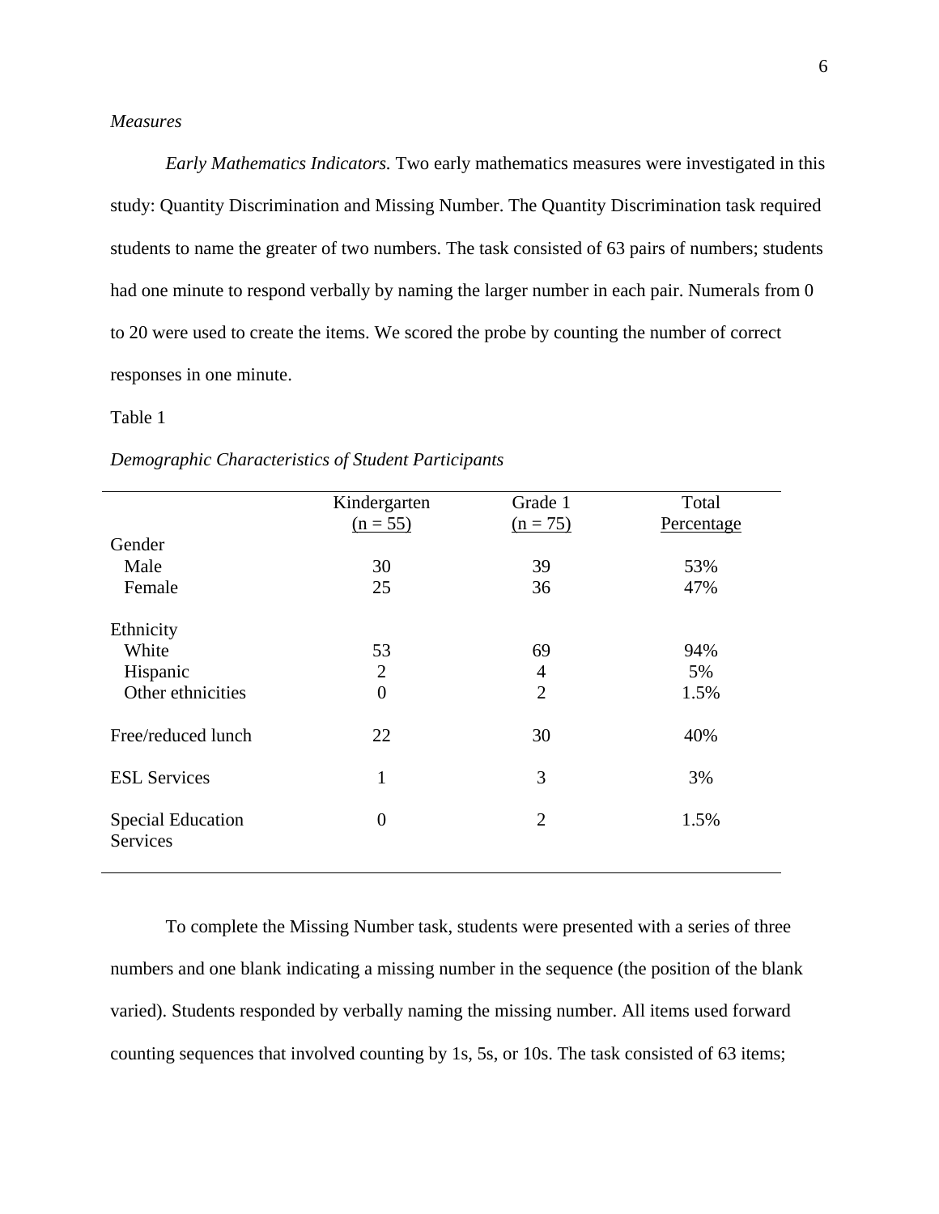*Measures*

*Early Mathematics Indicators.* Two early mathematics measures were investigated in this study: Quantity Discrimination and Missing Number. The Quantity Discrimination task required students to name the greater of two numbers. The task consisted of 63 pairs of numbers; students had one minute to respond verbally by naming the larger number in each pair. Numerals from 0 to 20 were used to create the items. We scored the probe by counting the number of correct responses in one minute.

Table 1

*Demographic Characteristics of Student Participants*

| | Kindergarten (n = 55) | Grade 1 (n = 75) | Total Percentage |
|---|---|---|---|
| Gender | | | |
| Male | 30 | 39 | 53% |
| Female | 25 | 36 | 47% |
| Ethnicity | | | |
| White | 53 | 69 | 94% |
| Hispanic | 2 | 4 | 5% |
| Other ethnicities | 0 | 2 | 1.5% |
| Free/reduced lunch | 22 | 30 | 40% |
| ESL Services | 1 | 3 | 3% |
| Special Education Services | 0 | 2 | 1.5% |

To complete the Missing Number task, students were presented with a series of three numbers and one blank indicating a missing number in the sequence (the position of the blank varied). Students responded by verbally naming the missing number. All items used forward counting sequences that involved counting by 1s, 5s, or 10s. The task consisted of 63 items;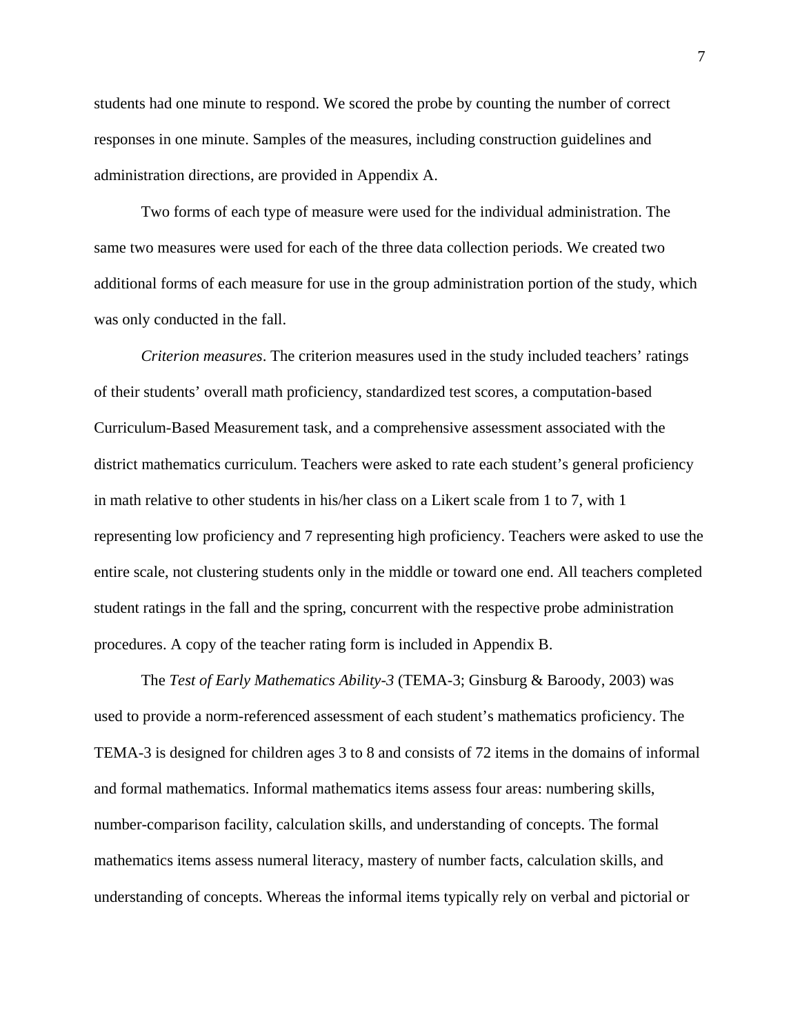students had one minute to respond. We scored the probe by counting the number of correct responses in one minute. Samples of the measures, including construction guidelines and administration directions, are provided in Appendix A.

Two forms of each type of measure were used for the individual administration. The same two measures were used for each of the three data collection periods. We created two additional forms of each measure for use in the group administration portion of the study, which was only conducted in the fall.

*Criterion measures*. The criterion measures used in the study included teachers' ratings of their students' overall math proficiency, standardized test scores, a computation-based Curriculum-Based Measurement task, and a comprehensive assessment associated with the district mathematics curriculum. Teachers were asked to rate each student's general proficiency in math relative to other students in his/her class on a Likert scale from 1 to 7, with 1 representing low proficiency and 7 representing high proficiency. Teachers were asked to use the entire scale, not clustering students only in the middle or toward one end. All teachers completed student ratings in the fall and the spring, concurrent with the respective probe administration procedures. A copy of the teacher rating form is included in Appendix B.

The *Test of Early Mathematics Ability-3* (TEMA-3; Ginsburg & Baroody, 2003) was used to provide a norm-referenced assessment of each student's mathematics proficiency. The TEMA-3 is designed for children ages 3 to 8 and consists of 72 items in the domains of informal and formal mathematics. Informal mathematics items assess four areas: numbering skills, number-comparison facility, calculation skills, and understanding of concepts. The formal mathematics items assess numeral literacy, mastery of number facts, calculation skills, and understanding of concepts. Whereas the informal items typically rely on verbal and pictorial or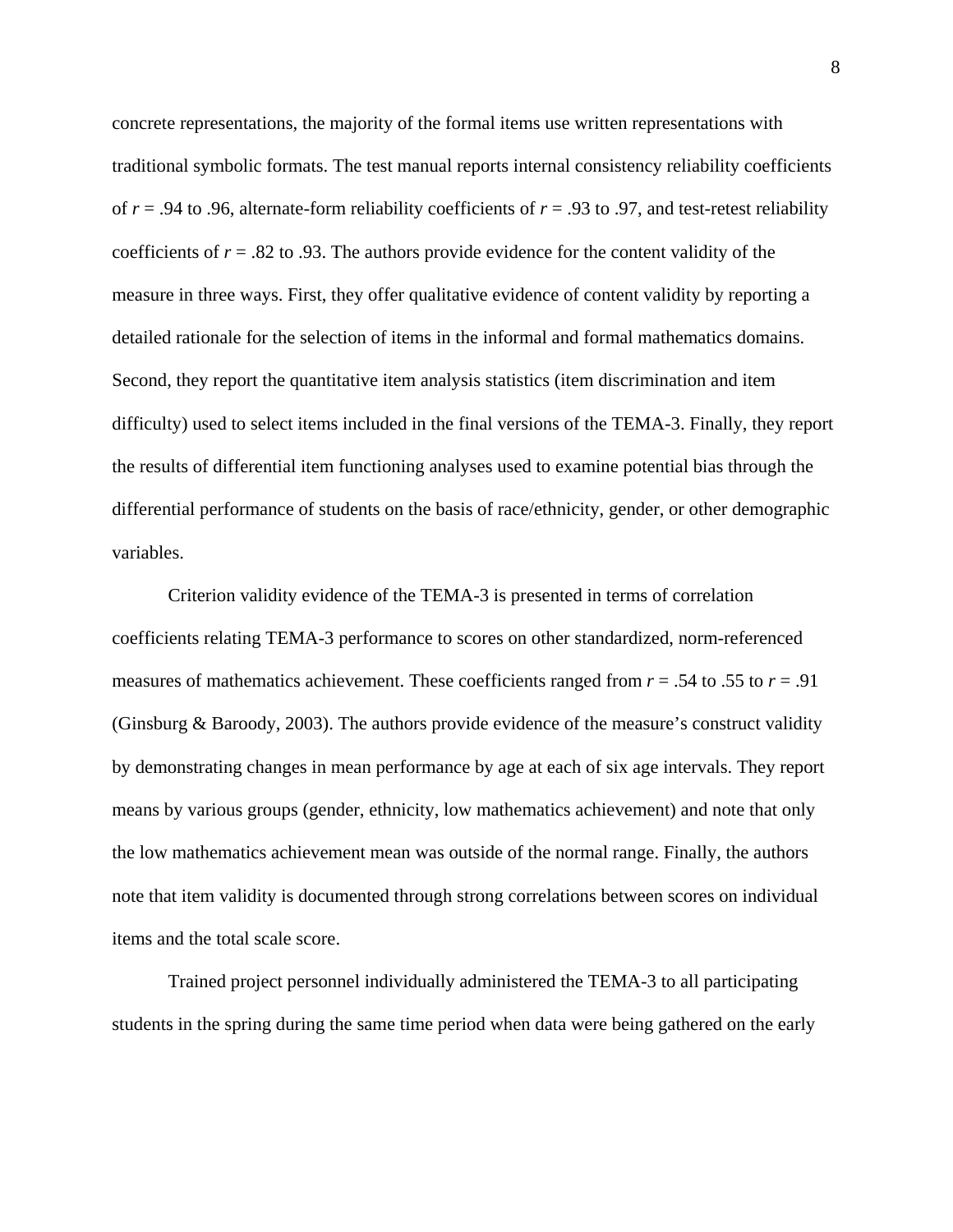concrete representations, the majority of the formal items use written representations with traditional symbolic formats. The test manual reports internal consistency reliability coefficients of $r$ = .94 to .96, alternate-form reliability coefficients of $r$ = .93 to .97, and test-retest reliability coefficients of $r$ = .82 to .93. The authors provide evidence for the content validity of the measure in three ways. First, they offer qualitative evidence of content validity by reporting a detailed rationale for the selection of items in the informal and formal mathematics domains. Second, they report the quantitative item analysis statistics (item discrimination and item difficulty) used to select items included in the final versions of the TEMA-3. Finally, they report the results of differential item functioning analyses used to examine potential bias through the differential performance of students on the basis of race/ethnicity, gender, or other demographic variables.

Criterion validity evidence of the TEMA-3 is presented in terms of correlation coefficients relating TEMA-3 performance to scores on other standardized, norm-referenced measures of mathematics achievement. These coefficients ranged from $r$ = .54 to .55 to $r$ = .91 (Ginsburg & Baroody, 2003). The authors provide evidence of the measure's construct validity by demonstrating changes in mean performance by age at each of six age intervals. They report means by various groups (gender, ethnicity, low mathematics achievement) and note that only the low mathematics achievement mean was outside of the normal range. Finally, the authors note that item validity is documented through strong correlations between scores on individual items and the total scale score.

Trained project personnel individually administered the TEMA-3 to all participating students in the spring during the same time period when data were being gathered on the early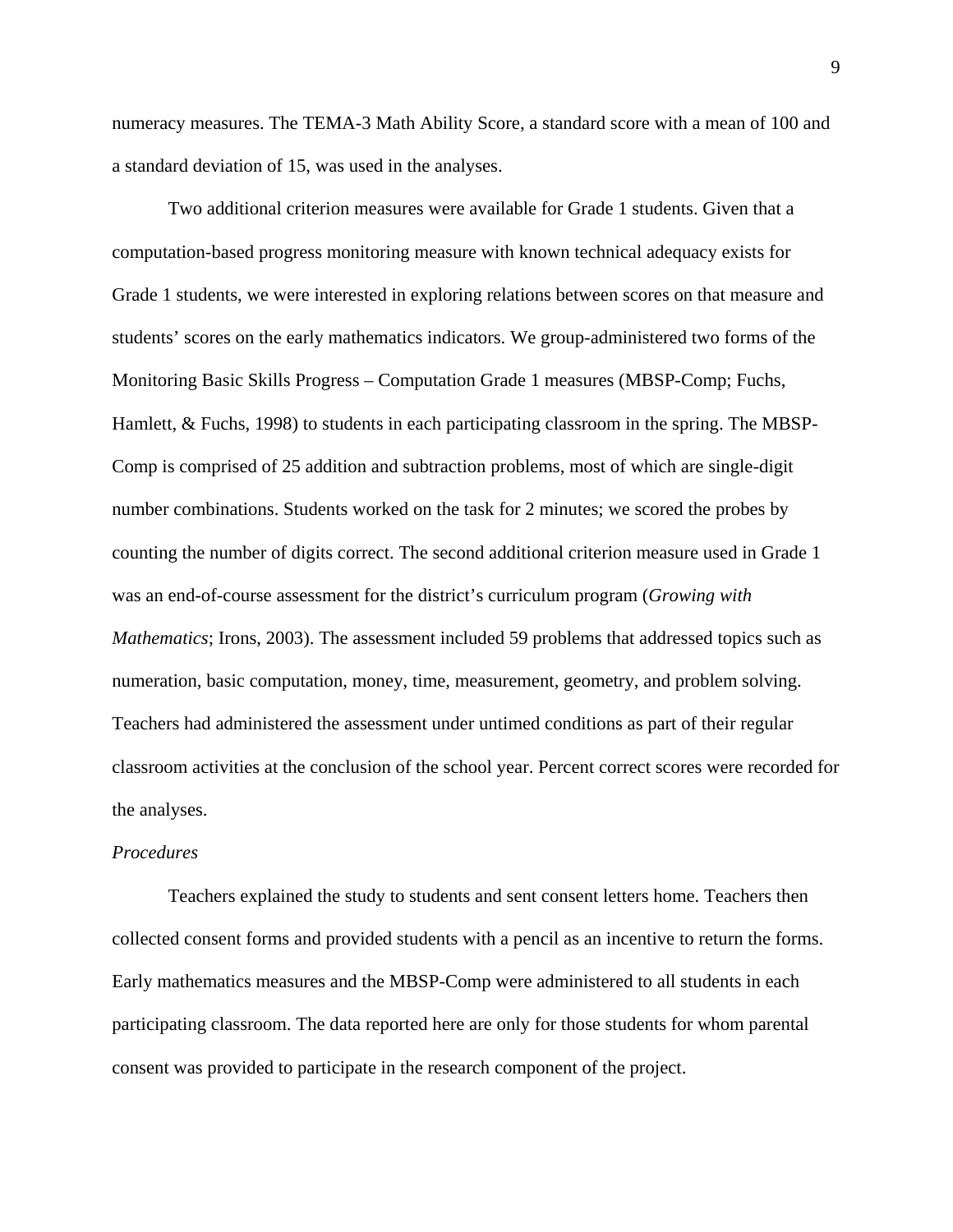numeracy measures. The TEMA-3 Math Ability Score, a standard score with a mean of 100 and a standard deviation of 15, was used in the analyses.

Two additional criterion measures were available for Grade 1 students. Given that a computation-based progress monitoring measure with known technical adequacy exists for Grade 1 students, we were interested in exploring relations between scores on that measure and students' scores on the early mathematics indicators. We group-administered two forms of the Monitoring Basic Skills Progress – Computation Grade 1 measures (MBSP-Comp; Fuchs, Hamlett, & Fuchs, 1998) to students in each participating classroom in the spring. The MBSP-Comp is comprised of 25 addition and subtraction problems, most of which are single-digit number combinations. Students worked on the task for 2 minutes; we scored the probes by counting the number of digits correct. The second additional criterion measure used in Grade 1 was an end-of-course assessment for the district's curriculum program (*Growing with Mathematics*; Irons, 2003). The assessment included 59 problems that addressed topics such as numeration, basic computation, money, time, measurement, geometry, and problem solving. Teachers had administered the assessment under untimed conditions as part of their regular classroom activities at the conclusion of the school year. Percent correct scores were recorded for the analyses.

*Procedures*

Teachers explained the study to students and sent consent letters home. Teachers then collected consent forms and provided students with a pencil as an incentive to return the forms. Early mathematics measures and the MBSP-Comp were administered to all students in each participating classroom. The data reported here are only for those students for whom parental consent was provided to participate in the research component of the project.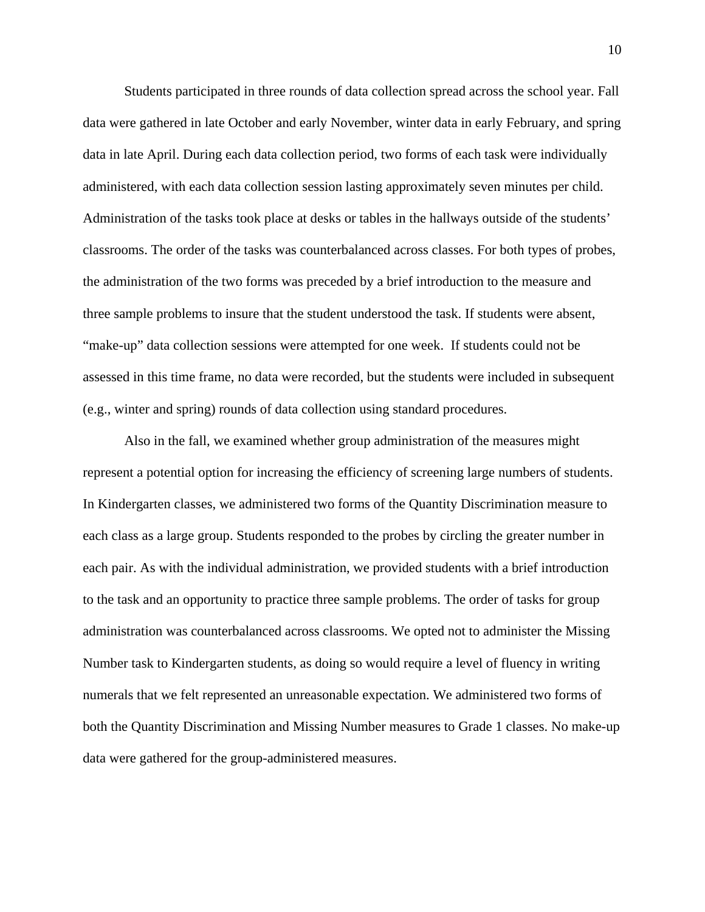Students participated in three rounds of data collection spread across the school year. Fall data were gathered in late October and early November, winter data in early February, and spring data in late April. During each data collection period, two forms of each task were individually administered, with each data collection session lasting approximately seven minutes per child. Administration of the tasks took place at desks or tables in the hallways outside of the students' classrooms. The order of the tasks was counterbalanced across classes. For both types of probes, the administration of the two forms was preceded by a brief introduction to the measure and three sample problems to insure that the student understood the task. If students were absent, "make-up" data collection sessions were attempted for one week.  If students could not be assessed in this time frame, no data were recorded, but the students were included in subsequent (e.g., winter and spring) rounds of data collection using standard procedures.

Also in the fall, we examined whether group administration of the measures might represent a potential option for increasing the efficiency of screening large numbers of students. In Kindergarten classes, we administered two forms of the Quantity Discrimination measure to each class as a large group. Students responded to the probes by circling the greater number in each pair. As with the individual administration, we provided students with a brief introduction to the task and an opportunity to practice three sample problems. The order of tasks for group administration was counterbalanced across classrooms. We opted not to administer the Missing Number task to Kindergarten students, as doing so would require a level of fluency in writing numerals that we felt represented an unreasonable expectation. We administered two forms of both the Quantity Discrimination and Missing Number measures to Grade 1 classes. No make-up data were gathered for the group-administered measures.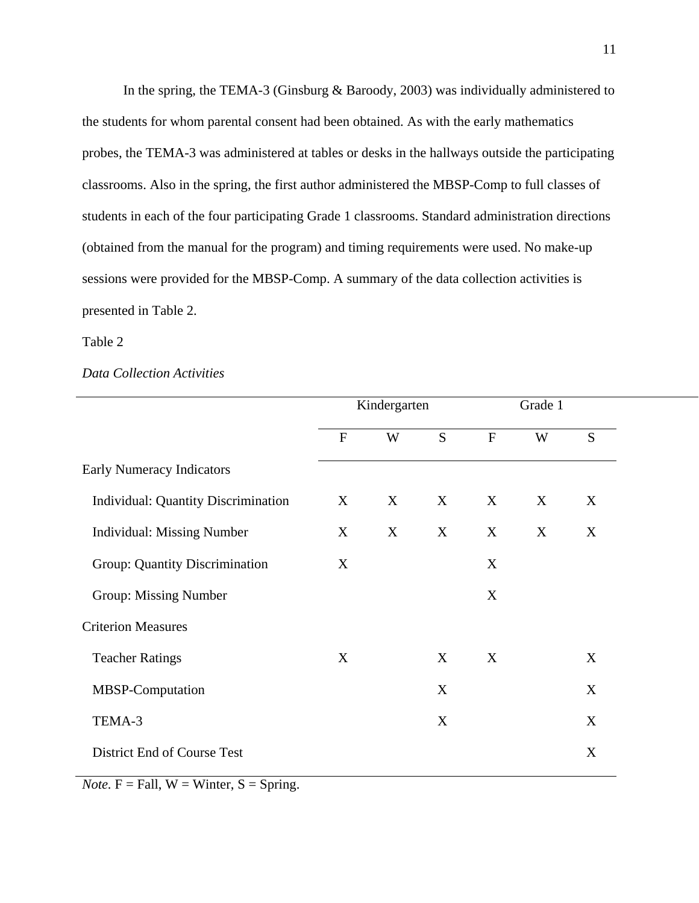In the spring, the TEMA-3 (Ginsburg & Baroody, 2003) was individually administered to the students for whom parental consent had been obtained. As with the early mathematics probes, the TEMA-3 was administered at tables or desks in the hallways outside the participating classrooms. Also in the spring, the first author administered the MBSP-Comp to full classes of students in each of the four participating Grade 1 classrooms. Standard administration directions (obtained from the manual for the program) and timing requirements were used. No make-up sessions were provided for the MBSP-Comp. A summary of the data collection activities is presented in Table 2.

Table 2

*Data Collection Activities*

| | Kindergarten | | | Grade 1 | | |
|---|---|---|---|---|---|---|
| | F | W | S | F | W | S |
| Early Numeracy Indicators | | | | | | |
| Individual: Quantity Discrimination | X | X | X | X | X | X |
| Individual: Missing Number | X | X | X | X | X | X |
| Group: Quantity Discrimination | X | | | X | | |
| Group: Missing Number | | | | X | | |
| Criterion Measures | | | | | | |
| Teacher Ratings | X | | X | X | | X |
| MBSP-Computation | | | X | | | X |
| TEMA-3 | | | X | | | X |
| District End of Course Test | | | | | | X |

*Note.* F = Fall, W = Winter, S = Spring.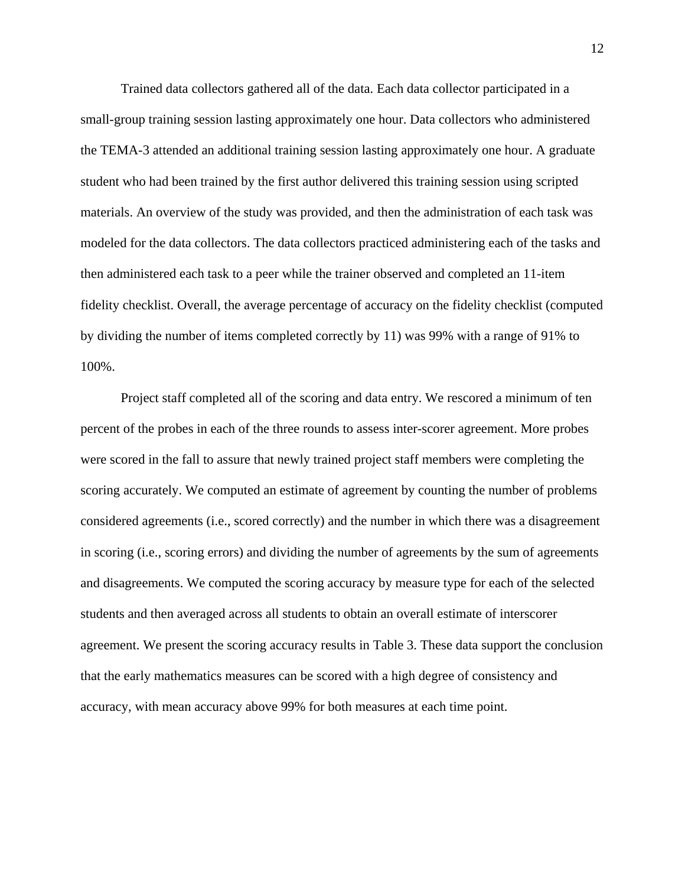Trained data collectors gathered all of the data. Each data collector participated in a small-group training session lasting approximately one hour. Data collectors who administered the TEMA-3 attended an additional training session lasting approximately one hour. A graduate student who had been trained by the first author delivered this training session using scripted materials. An overview of the study was provided, and then the administration of each task was modeled for the data collectors. The data collectors practiced administering each of the tasks and then administered each task to a peer while the trainer observed and completed an 11-item fidelity checklist. Overall, the average percentage of accuracy on the fidelity checklist (computed by dividing the number of items completed correctly by 11) was 99% with a range of 91% to 100%.

Project staff completed all of the scoring and data entry. We rescored a minimum of ten percent of the probes in each of the three rounds to assess inter-scorer agreement. More probes were scored in the fall to assure that newly trained project staff members were completing the scoring accurately. We computed an estimate of agreement by counting the number of problems considered agreements (i.e., scored correctly) and the number in which there was a disagreement in scoring (i.e., scoring errors) and dividing the number of agreements by the sum of agreements and disagreements. We computed the scoring accuracy by measure type for each of the selected students and then averaged across all students to obtain an overall estimate of interscorer agreement. We present the scoring accuracy results in Table 3. These data support the conclusion that the early mathematics measures can be scored with a high degree of consistency and accuracy, with mean accuracy above 99% for both measures at each time point.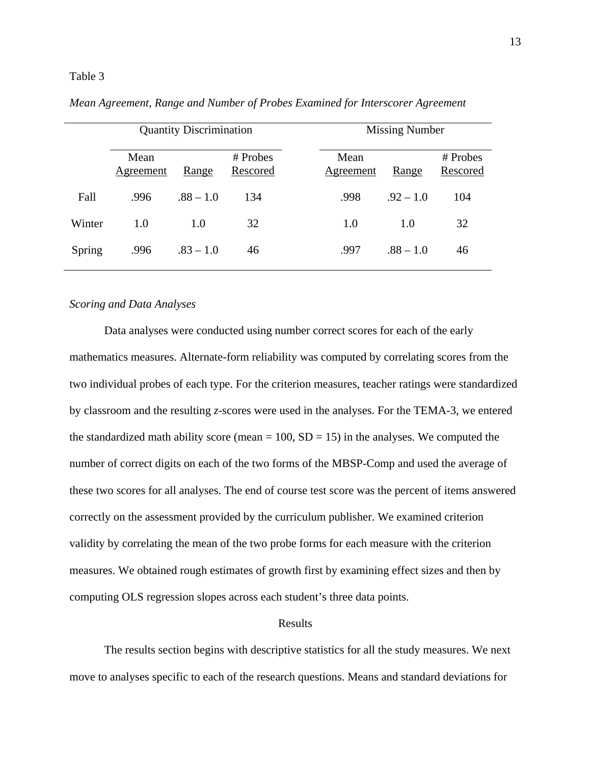Table 3

*Mean Agreement, Range and Number of Probes Examined for Interscorer Agreement*

| | Quantity Discrimination | | | Missing Number | | |
|---|---|---|---|---|---|---|
| | Mean Agreement | Range | # Probes Rescored | Mean Agreement | Range | # Probes Rescored |
| Fall | .996 | .88 – 1.0 | 134 | .998 | .92 – 1.0 | 104 |
| Winter | 1.0 | 1.0 | 32 | 1.0 | 1.0 | 32 |
| Spring | .996 | .83 – 1.0 | 46 | .997 | .88 – 1.0 | 46 |

*Scoring and Data Analyses*

Data analyses were conducted using number correct scores for each of the early mathematics measures. Alternate-form reliability was computed by correlating scores from the two individual probes of each type. For the criterion measures, teacher ratings were standardized by classroom and the resulting *z*-scores were used in the analyses. For the TEMA-3, we entered the standardized math ability score (mean = 100, SD = 15) in the analyses. We computed the number of correct digits on each of the two forms of the MBSP-Comp and used the average of these two scores for all analyses. The end of course test score was the percent of items answered correctly on the assessment provided by the curriculum publisher. We examined criterion validity by correlating the mean of the two probe forms for each measure with the criterion measures. We obtained rough estimates of growth first by examining effect sizes and then by computing OLS regression slopes across each student's three data points.

## Results

The results section begins with descriptive statistics for all the study measures. We next move to analyses specific to each of the research questions. Means and standard deviations for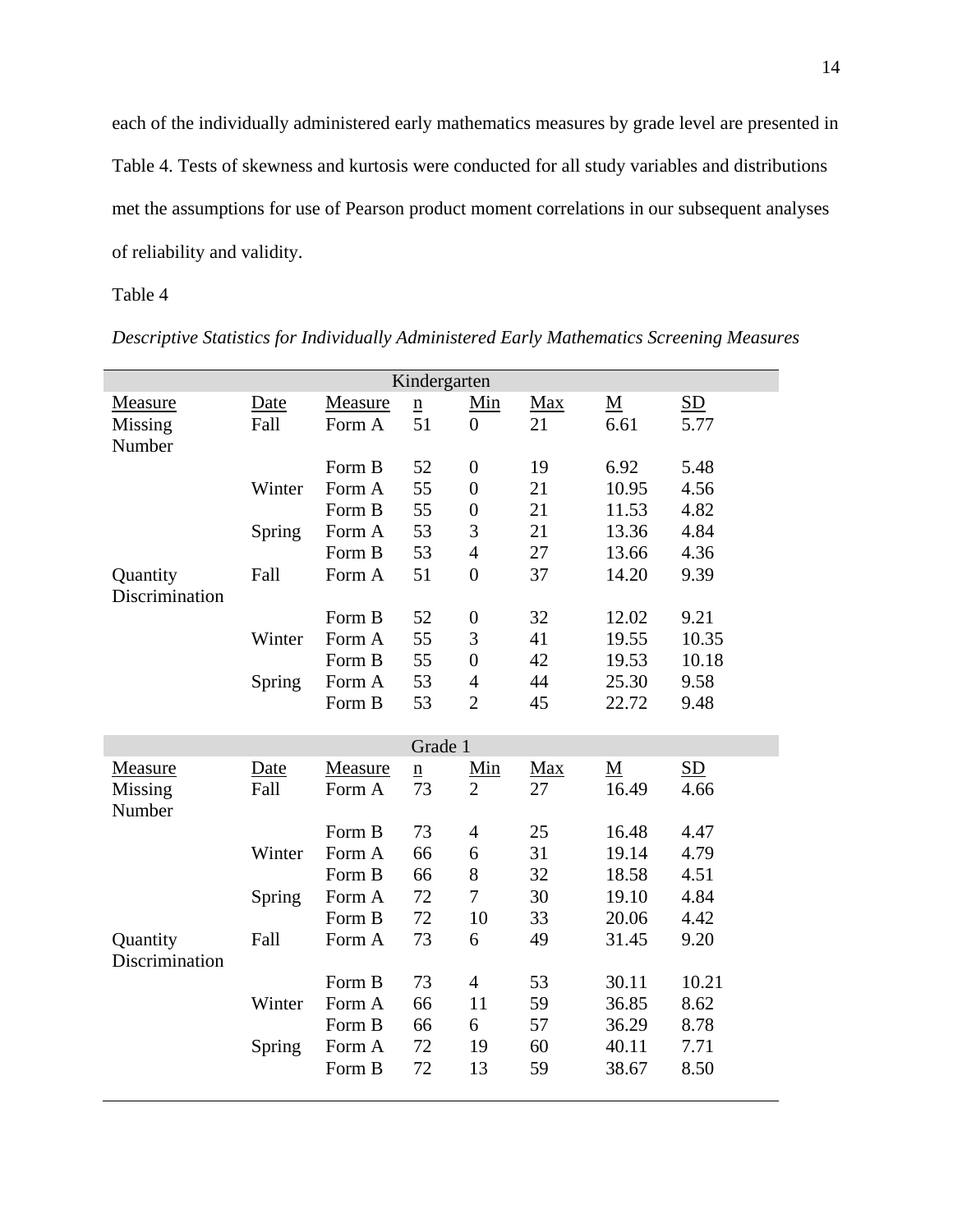each of the individually administered early mathematics measures by grade level are presented in Table 4. Tests of skewness and kurtosis were conducted for all study variables and distributions met the assumptions for use of Pearson product moment correlations in our subsequent analyses of reliability and validity.

Table 4

*Descriptive Statistics for Individually Administered Early Mathematics Screening Measures*

| Kindergarten | | | | | | | |
|---|---|---|---|---|---|---|---|
| Measure | Date | Measure | n | Min | Max | M | SD |
| Missing Number | Fall | Form A | 51 | 0 | 21 | 6.61 | 5.77 |
| | | Form B | 52 | 0 | 19 | 6.92 | 5.48 |
| | Winter | Form A | 55 | 0 | 21 | 10.95 | 4.56 |
| | | Form B | 55 | 0 | 21 | 11.53 | 4.82 |
| | Spring | Form A | 53 | 3 | 21 | 13.36 | 4.84 |
| | | Form B | 53 | 4 | 27 | 13.66 | 4.36 |
| Quantity Discrimination | Fall | Form A | 51 | 0 | 37 | 14.20 | 9.39 |
| | | Form B | 52 | 0 | 32 | 12.02 | 9.21 |
| | Winter | Form A | 55 | 3 | 41 | 19.55 | 10.35 |
| | | Form B | 55 | 0 | 42 | 19.53 | 10.18 |
| | Spring | Form A | 53 | 4 | 44 | 25.30 | 9.58 |
| | | Form B | 53 | 2 | 45 | 22.72 | 9.48 |
| **Grade 1** | | | | | | | |
| Measure | Date | Measure | n | Min | Max | M | SD |
| Missing Number | Fall | Form A | 73 | 2 | 27 | 16.49 | 4.66 |
| | | Form B | 73 | 4 | 25 | 16.48 | 4.47 |
| | Winter | Form A | 66 | 6 | 31 | 19.14 | 4.79 |
| | | Form B | 66 | 8 | 32 | 18.58 | 4.51 |
| | Spring | Form A | 72 | 7 | 30 | 19.10 | 4.84 |
| | | Form B | 72 | 10 | 33 | 20.06 | 4.42 |
| Quantity Discrimination | Fall | Form A | 73 | 6 | 49 | 31.45 | 9.20 |
| | | Form B | 73 | 4 | 53 | 30.11 | 10.21 |
| | Winter | Form A | 66 | 11 | 59 | 36.85 | 8.62 |
| | | Form B | 66 | 6 | 57 | 36.29 | 8.78 |
| | Spring | Form A | 72 | 19 | 60 | 40.11 | 7.71 |
| | | Form B | 72 | 13 | 59 | 38.67 | 8.50 |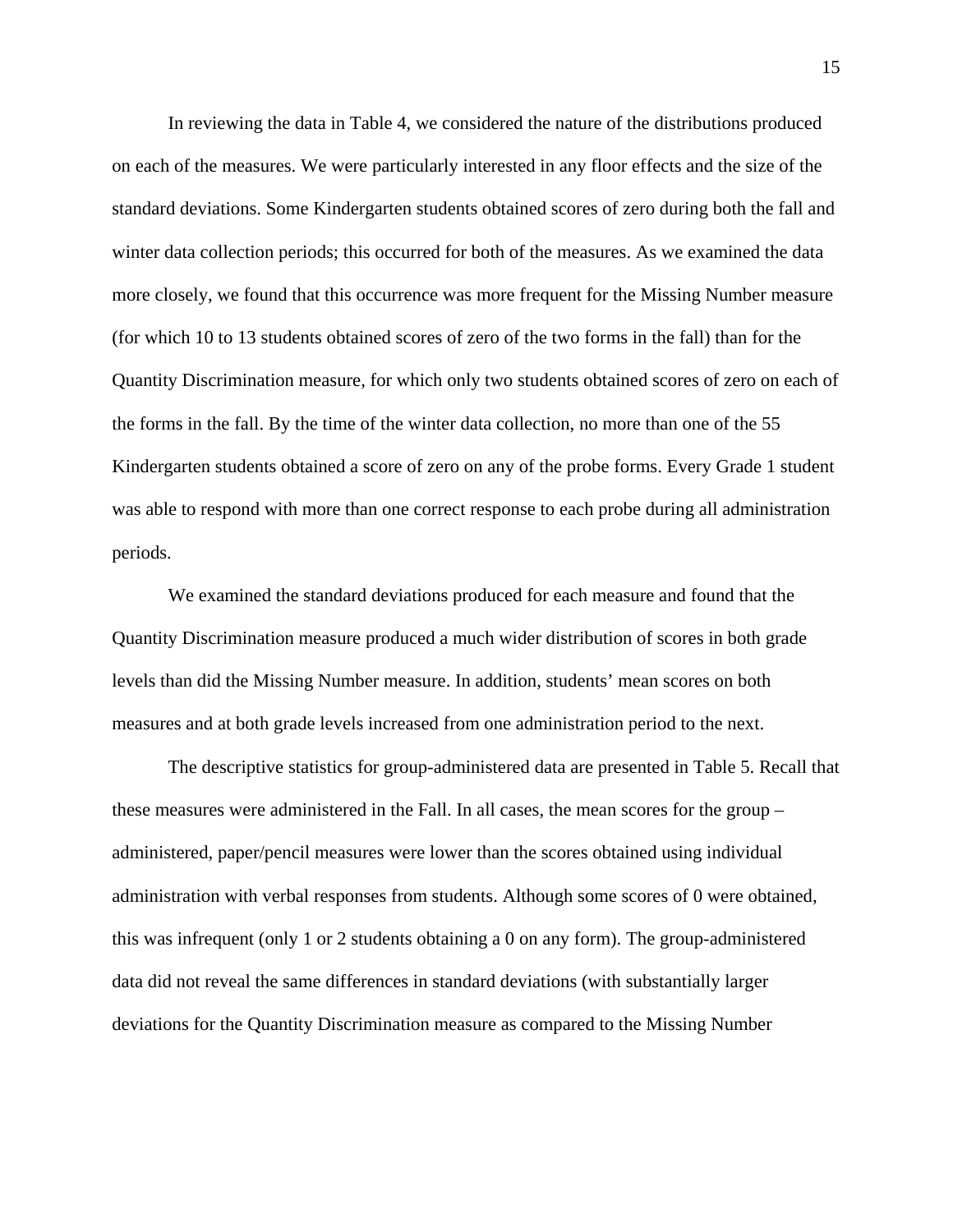In reviewing the data in Table 4, we considered the nature of the distributions produced on each of the measures. We were particularly interested in any floor effects and the size of the standard deviations. Some Kindergarten students obtained scores of zero during both the fall and winter data collection periods; this occurred for both of the measures. As we examined the data more closely, we found that this occurrence was more frequent for the Missing Number measure (for which 10 to 13 students obtained scores of zero of the two forms in the fall) than for the Quantity Discrimination measure, for which only two students obtained scores of zero on each of the forms in the fall. By the time of the winter data collection, no more than one of the 55 Kindergarten students obtained a score of zero on any of the probe forms. Every Grade 1 student was able to respond with more than one correct response to each probe during all administration periods.

We examined the standard deviations produced for each measure and found that the Quantity Discrimination measure produced a much wider distribution of scores in both grade levels than did the Missing Number measure. In addition, students' mean scores on both measures and at both grade levels increased from one administration period to the next.

The descriptive statistics for group-administered data are presented in Table 5. Recall that these measures were administered in the Fall. In all cases, the mean scores for the group – administered, paper/pencil measures were lower than the scores obtained using individual administration with verbal responses from students. Although some scores of 0 were obtained, this was infrequent (only 1 or 2 students obtaining a 0 on any form). The group-administered data did not reveal the same differences in standard deviations (with substantially larger deviations for the Quantity Discrimination measure as compared to the Missing Number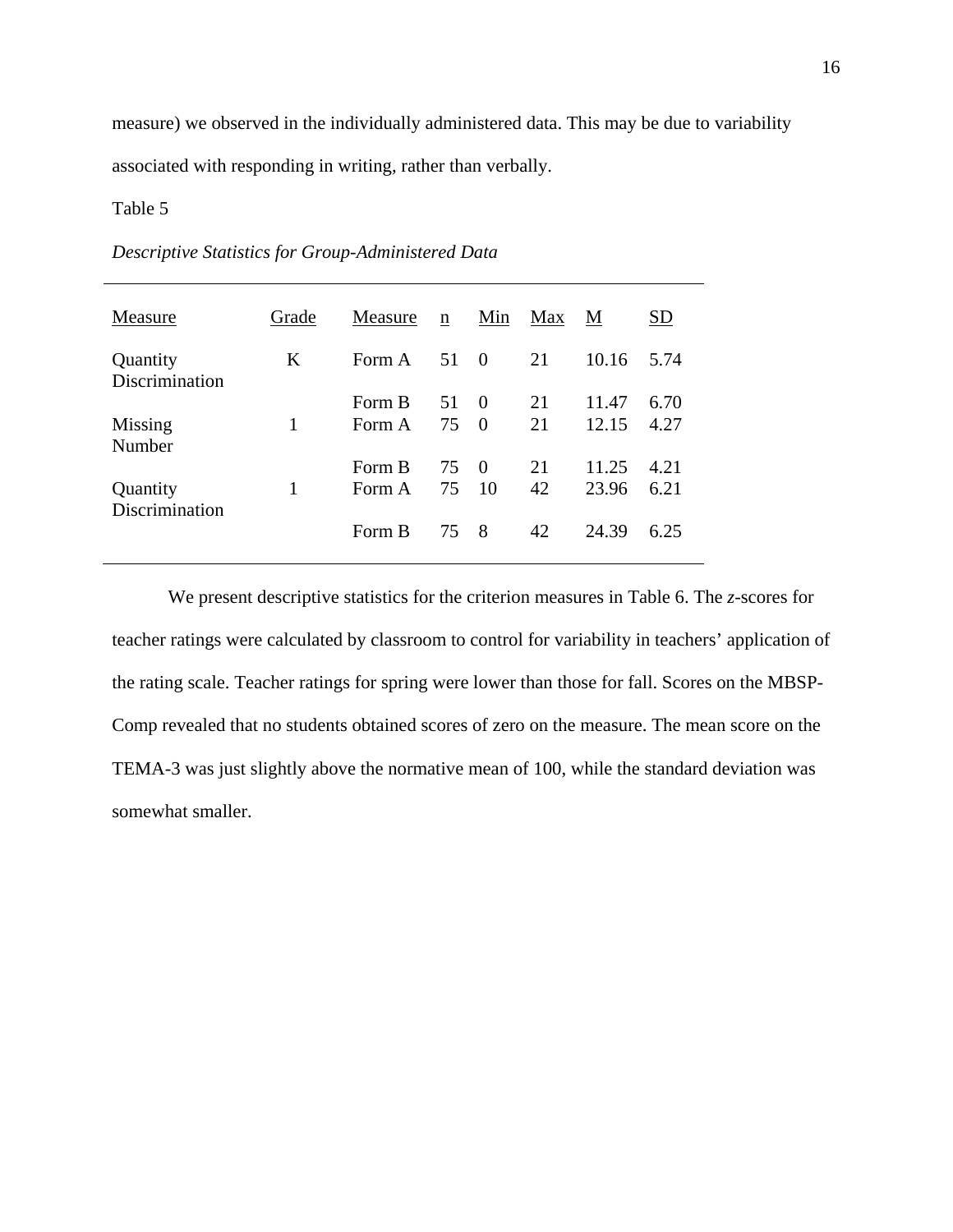measure) we observed in the individually administered data. This may be due to variability associated with responding in writing, rather than verbally.

Table 5

*Descriptive Statistics for Group-Administered Data*

| Measure | Grade | Measure | n | Min | Max | M | SD |
|---|---|---|---|---|---|---|---|
| Quantity Discrimination | K | Form A | 51 | 0 | 21 | 10.16 | 5.74 |
| | | Form B | 51 | 0 | 21 | 11.47 | 6.70 |
| Missing Number | 1 | Form A | 75 | 0 | 21 | 12.15 | 4.27 |
| | | Form B | 75 | 0 | 21 | 11.25 | 4.21 |
| Quantity Discrimination | 1 | Form A | 75 | 10 | 42 | 23.96 | 6.21 |
| | | Form B | 75 | 8 | 42 | 24.39 | 6.25 |

We present descriptive statistics for the criterion measures in Table 6. The *z*-scores for teacher ratings were calculated by classroom to control for variability in teachers' application of the rating scale. Teacher ratings for spring were lower than those for fall. Scores on the MBSP-Comp revealed that no students obtained scores of zero on the measure. The mean score on the TEMA-3 was just slightly above the normative mean of 100, while the standard deviation was somewhat smaller.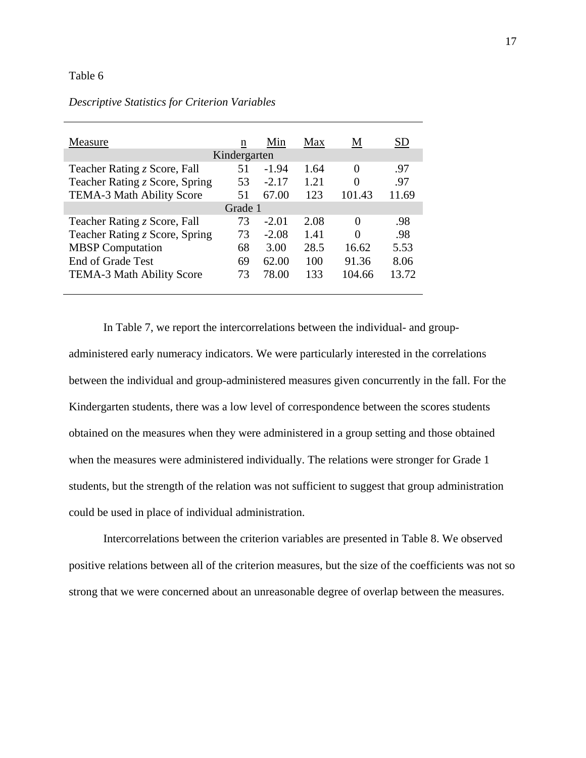Table 6

*Descriptive Statistics for Criterion Variables*

| Measure | n | Min | Max | M | SD |
|---|---|---|---|---|---|
| Kindergarten | | | | | |
| Teacher Rating *z* Score, Fall | 51 | -1.94 | 1.64 | 0 | .97 |
| Teacher Rating *z* Score, Spring | 53 | -2.17 | 1.21 | 0 | .97 |
| TEMA-3 Math Ability Score | 51 | 67.00 | 123 | 101.43 | 11.69 |
| Grade 1 | | | | | |
| Teacher Rating *z* Score, Fall | 73 | -2.01 | 2.08 | 0 | .98 |
| Teacher Rating *z* Score, Spring | 73 | -2.08 | 1.41 | 0 | .98 |
| MBSP Computation | 68 | 3.00 | 28.5 | 16.62 | 5.53 |
| End of Grade Test | 69 | 62.00 | 100 | 91.36 | 8.06 |
| TEMA-3 Math Ability Score | 73 | 78.00 | 133 | 104.66 | 13.72 |

In Table 7, we report the intercorrelations between the individual- and group-administered early numeracy indicators. We were particularly interested in the correlations between the individual and group-administered measures given concurrently in the fall. For the Kindergarten students, there was a low level of correspondence between the scores students obtained on the measures when they were administered in a group setting and those obtained when the measures were administered individually. The relations were stronger for Grade 1 students, but the strength of the relation was not sufficient to suggest that group administration could be used in place of individual administration.

Intercorrelations between the criterion variables are presented in Table 8. We observed positive relations between all of the criterion measures, but the size of the coefficients was not so strong that we were concerned about an unreasonable degree of overlap between the measures.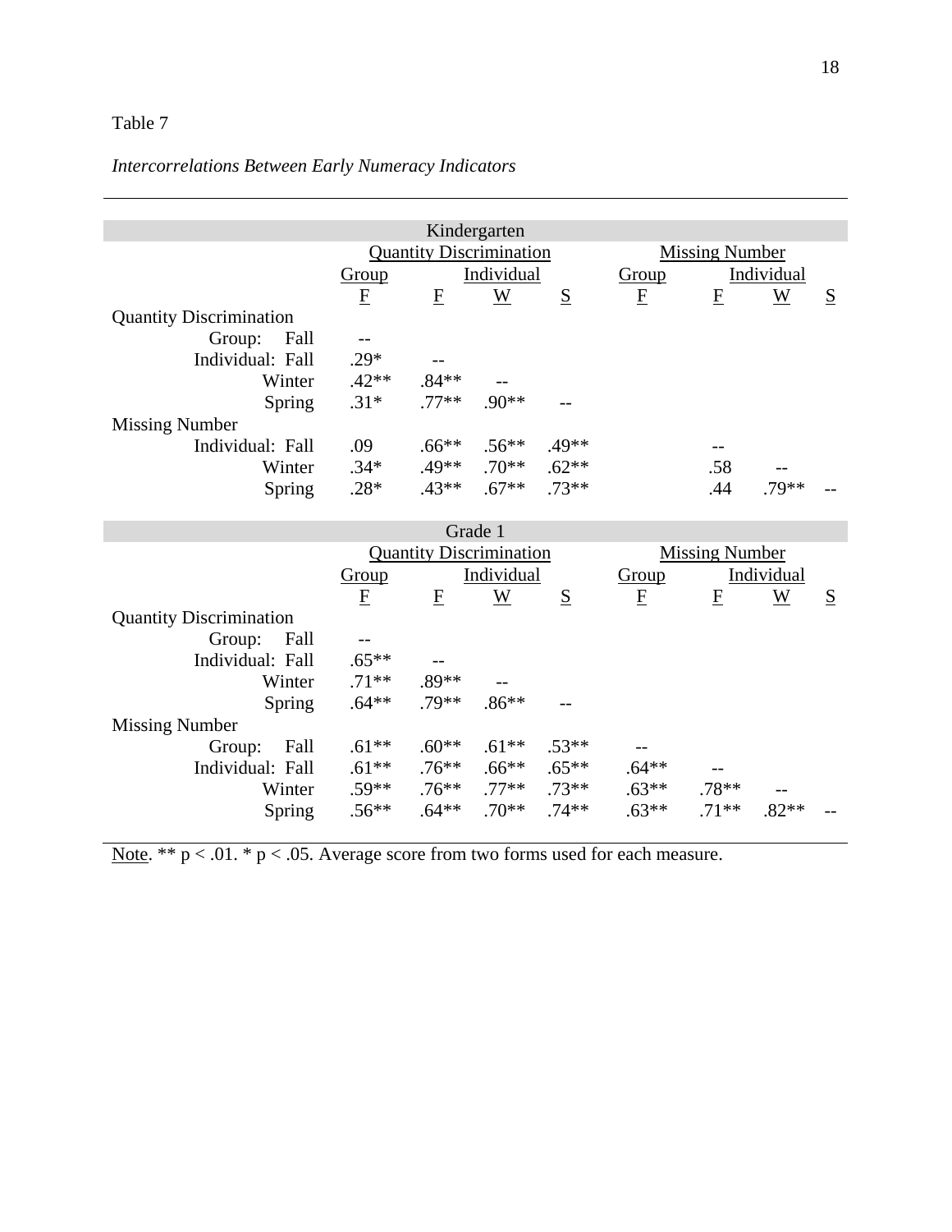Table 7

*Intercorrelations Between Early Numeracy Indicators*

| Kindergarten | | | | | | | | |
|---|---|---|---|---|---|---|---|---|
| | Quantity Discrimination | | | | Missing Number | | | |
| | Group | Individual | | | Group | Individual | | |
| | F | F | W | S | F | F | W | S |
| Quantity Discrimination | | | | | | | | |
| Group: Fall | -- | | | | | | | |
| Individual: Fall | .29* | -- | | | | | | |
| Winter | .42** | .84** | -- | | | | | |
| Spring | .31* | .77** | .90** | -- | | | | |
| Missing Number | | | | | | | | |
| Individual: Fall | .09 | .66** | .56** | .49** | | -- | | |
| Winter | .34* | .49** | .70** | .62** | | .58 | -- | |
| Spring | .28* | .43** | .67** | .73** | | .44 | .79** | -- |

| Grade 1 | | | | | | | | |
|---|---|---|---|---|---|---|---|---|
| | Quantity Discrimination | | | | Missing Number | | | |
| | Group | Individual | | | Group | Individual | | |
| | F | F | W | S | F | F | W | S |
| Quantity Discrimination | | | | | | | | |
| Group: Fall | -- | | | | | | | |
| Individual: Fall | .65** | -- | | | | | | |
| Winter | .71** | .89** | -- | | | | | |
| Spring | .64** | .79** | .86** | -- | | | | |
| Missing Number | | | | | | | | |
| Group: Fall | .61** | .60** | .61** | .53** | -- | | | |
| Individual: Fall | .61** | .76** | .66** | .65** | .64** | -- | | |
| Winter | .59** | .76** | .77** | .73** | .63** | .78** | -- | |
| Spring | .56** | .64** | .70** | .74** | .63** | .71** | .82** | -- |

Note. ** $p < .01$. * $p < .05$. Average score from two forms used for each measure.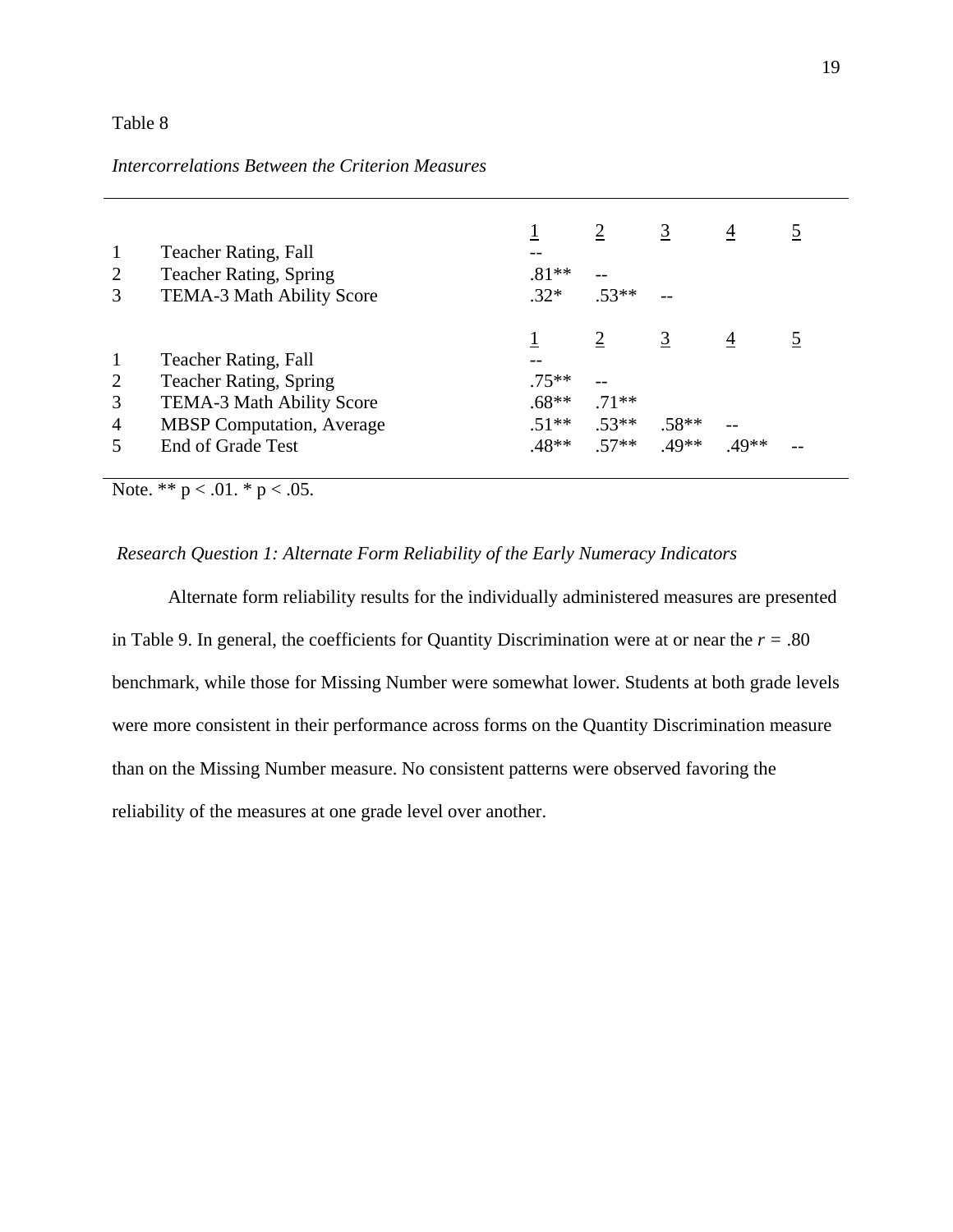Table 8

*Intercorrelations Between the Criterion Measures*

| | | 1 | 2 | 3 | 4 | 5 |
|---|---|---|---|---|---|---|
| 1 | Teacher Rating, Fall | -- | | | | |
| 2 | Teacher Rating, Spring | .81** | -- | | | |
| 3 | TEMA-3 Math Ability Score | .32* | .53** | -- | | |
| | | 1 | 2 | 3 | 4 | 5 |
| 1 | Teacher Rating, Fall | -- | | | | |
| 2 | Teacher Rating, Spring | .75** | -- | | | |
| 3 | TEMA-3 Math Ability Score | .68** | .71** | | | |
| 4 | MBSP Computation, Average | .51** | .53** | .58** | -- | |
| 5 | End of Grade Test | .48** | .57** | .49** | .49** | -- |

Note. ** $p < .01$. * $p < .05$.

*Research Question 1: Alternate Form Reliability of the Early Numeracy Indicators*

Alternate form reliability results for the individually administered measures are presented in Table 9. In general, the coefficients for Quantity Discrimination were at or near the $r = .80$ benchmark, while those for Missing Number were somewhat lower. Students at both grade levels were more consistent in their performance across forms on the Quantity Discrimination measure than on the Missing Number measure. No consistent patterns were observed favoring the reliability of the measures at one grade level over another.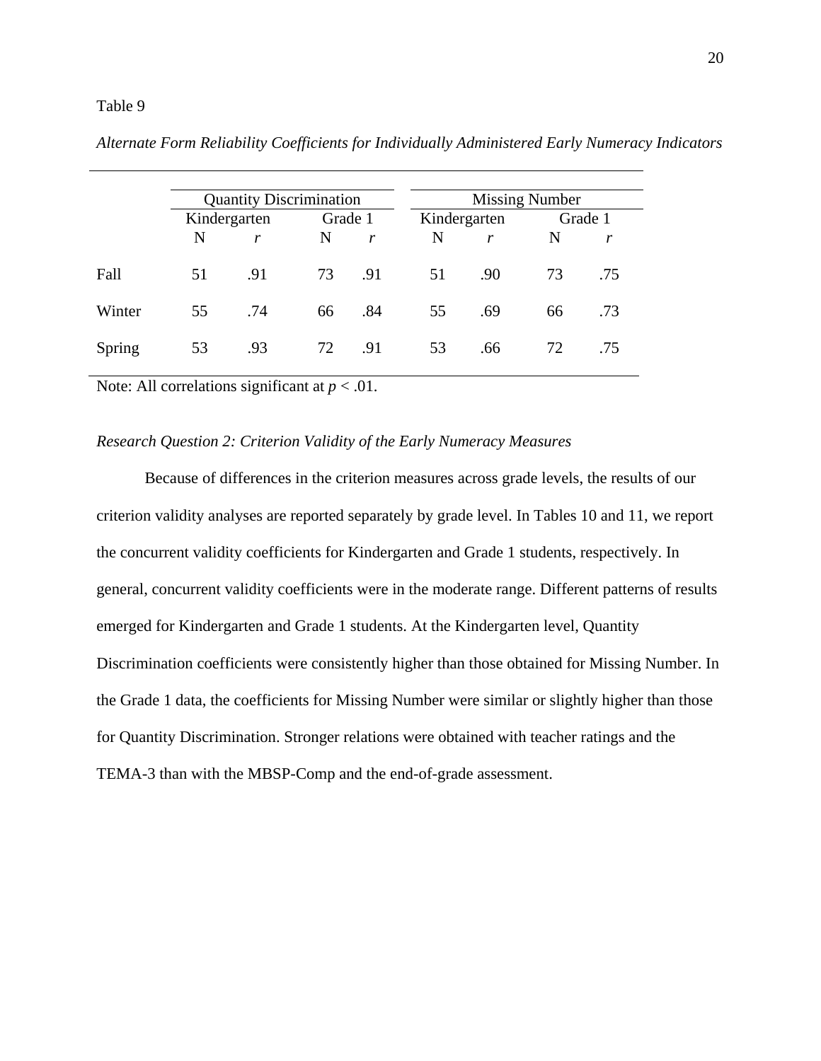Table 9

*Alternate Form Reliability Coefficients for Individually Administered Early Numeracy Indicators*

| | Quantity Discrimination | | | | Missing Number | | | |
|---|---|---|---|---|---|---|---|---|
| | Kindergarten | | Grade 1 | | Kindergarten | | Grade 1 | |
| | N | *r* | N | *r* | N | *r* | N | *r* |
| Fall | 51 | .91 | 73 | .91 | 51 | .90 | 73 | .75 |
| Winter | 55 | .74 | 66 | .84 | 55 | .69 | 66 | .73 |
| Spring | 53 | .93 | 72 | .91 | 53 | .66 | 72 | .75 |

Note: All correlations significant at $p < .01$.

*Research Question 2: Criterion Validity of the Early Numeracy Measures*

Because of differences in the criterion measures across grade levels, the results of our criterion validity analyses are reported separately by grade level. In Tables 10 and 11, we report the concurrent validity coefficients for Kindergarten and Grade 1 students, respectively. In general, concurrent validity coefficients were in the moderate range. Different patterns of results emerged for Kindergarten and Grade 1 students. At the Kindergarten level, Quantity Discrimination coefficients were consistently higher than those obtained for Missing Number. In the Grade 1 data, the coefficients for Missing Number were similar or slightly higher than those for Quantity Discrimination. Stronger relations were obtained with teacher ratings and the TEMA-3 than with the MBSP-Comp and the end-of-grade assessment.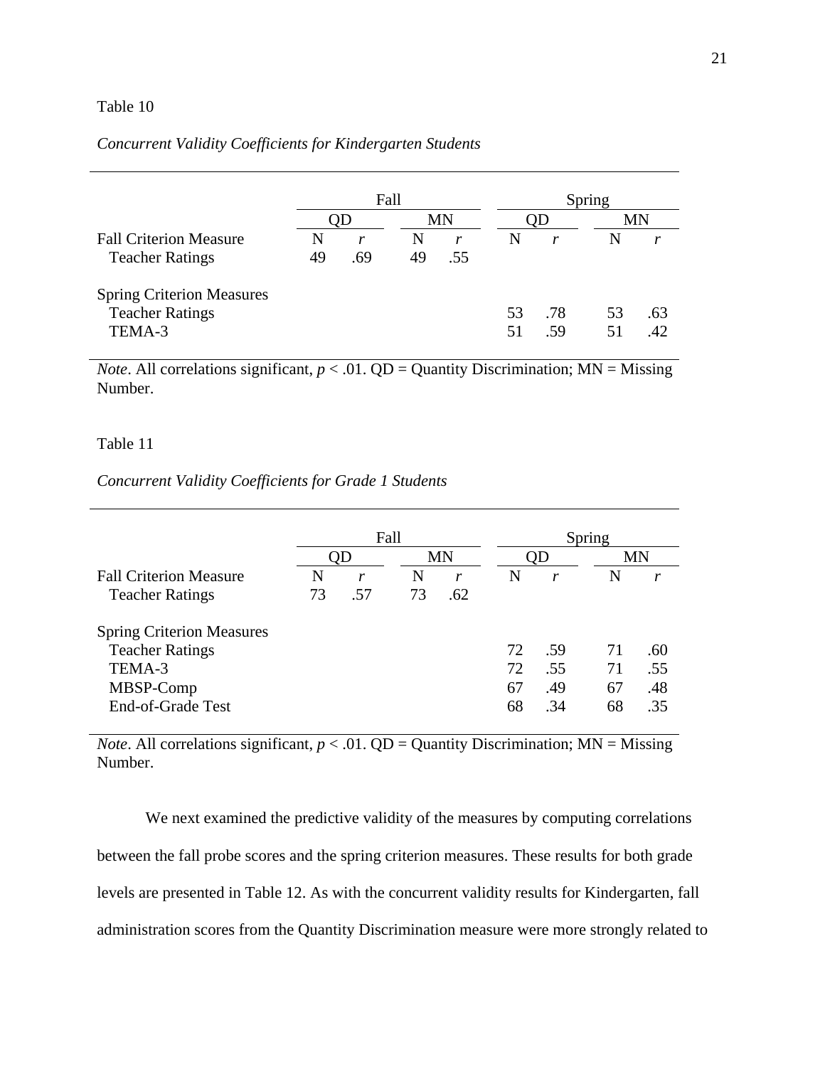Table 10

*Concurrent Validity Coefficients for Kindergarten Students*

| | Fall | | | | Spring | | | |
|---|---|---|---|---|---|---|---|---|
| | QD | | MN | | QD | | MN | |
| Fall Criterion Measure | N | *r* | N | *r* | N | *r* | N | *r* |
| Teacher Ratings | 49 | .69 | 49 | .55 | | | | |
| Spring Criterion Measures | | | | | | | | |
| Teacher Ratings | | | | | 53 | .78 | 53 | .63 |
| TEMA-3 | | | | | 51 | .59 | 51 | .42 |

*Note*. All correlations significant, $p < .01$. QD = Quantity Discrimination; MN = Missing Number.

Table 11

*Concurrent Validity Coefficients for Grade 1 Students*

| | Fall | | | | Spring | | | |
|---|---|---|---|---|---|---|---|---|
| | QD | | MN | | QD | | MN | |
| Fall Criterion Measure | N | *r* | N | *r* | N | *r* | N | *r* |
| Teacher Ratings | 73 | .57 | 73 | .62 | | | | |
| Spring Criterion Measures | | | | | | | | |
| Teacher Ratings | | | | | 72 | .59 | 71 | .60 |
| TEMA-3 | | | | | 72 | .55 | 71 | .55 |
| MBSP-Comp | | | | | 67 | .49 | 67 | .48 |
| End-of-Grade Test | | | | | 68 | .34 | 68 | .35 |

*Note*. All correlations significant, $p < .01$. QD = Quantity Discrimination; MN = Missing Number.

We next examined the predictive validity of the measures by computing correlations between the fall probe scores and the spring criterion measures. These results for both grade levels are presented in Table 12. As with the concurrent validity results for Kindergarten, fall administration scores from the Quantity Discrimination measure were more strongly related to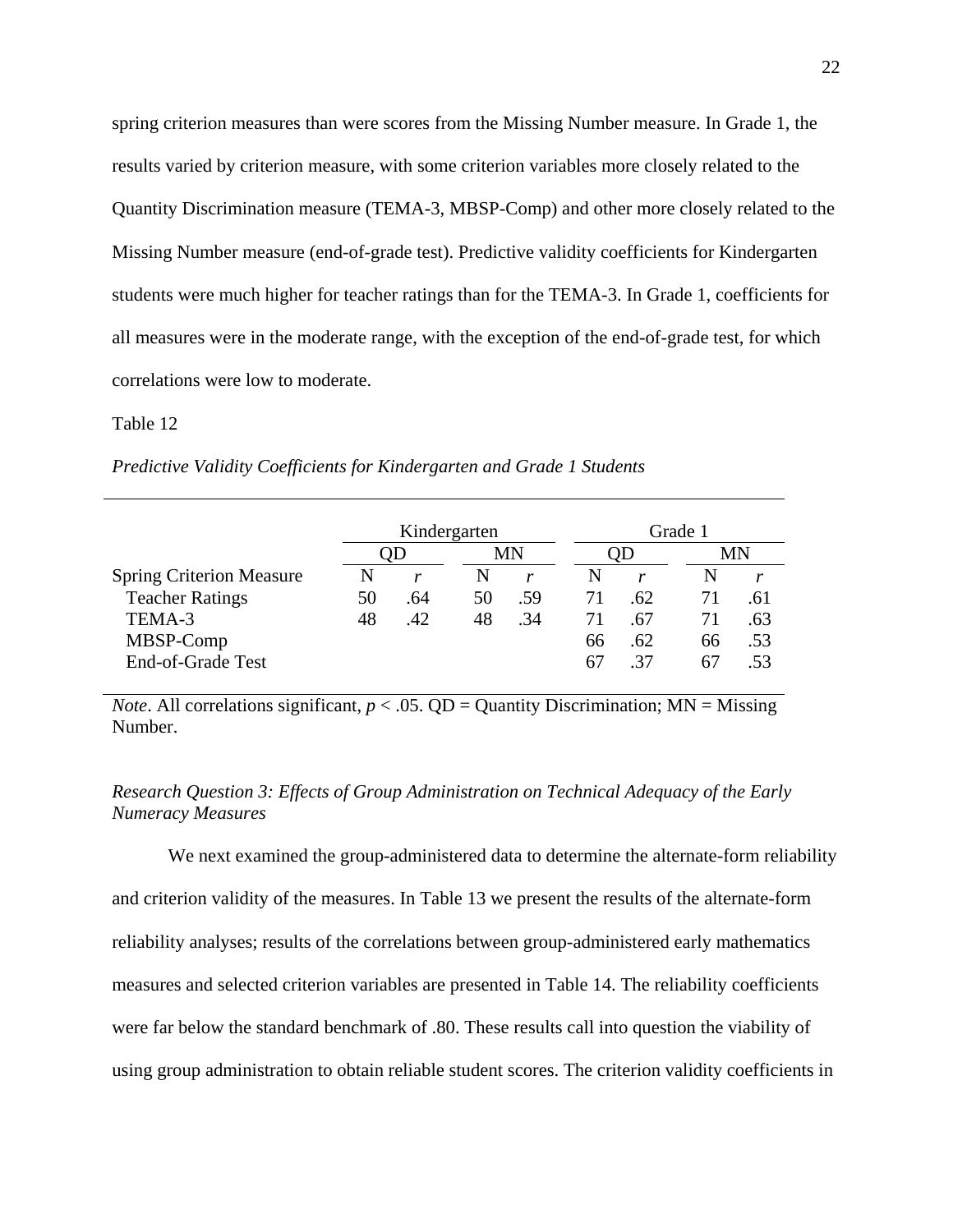spring criterion measures than were scores from the Missing Number measure. In Grade 1, the results varied by criterion measure, with some criterion variables more closely related to the Quantity Discrimination measure (TEMA-3, MBSP-Comp) and other more closely related to the Missing Number measure (end-of-grade test). Predictive validity coefficients for Kindergarten students were much higher for teacher ratings than for the TEMA-3. In Grade 1, coefficients for all measures were in the moderate range, with the exception of the end-of-grade test, for which correlations were low to moderate.

Table 12

*Predictive Validity Coefficients for Kindergarten and Grade 1 Students*

| | Kindergarten | | | | Grade 1 | | | |
|---|---|---|---|---|---|---|---|---|
| | QD | | MN | | QD | | MN | |
| Spring Criterion Measure | N | *r* | N | *r* | N | *r* | N | *r* |
| Teacher Ratings | 50 | .64 | 50 | .59 | 71 | .62 | 71 | .61 |
| TEMA-3 | 48 | .42 | 48 | .34 | 71 | .67 | 71 | .63 |
| MBSP-Comp | | | | | 66 | .62 | 66 | .53 |
| End-of-Grade Test | | | | | 67 | .37 | 67 | .53 |

*Note*. All correlations significant, $p < .05$. QD = Quantity Discrimination; MN = Missing Number.

### *Research Question 3: Effects of Group Administration on Technical Adequacy of the Early Numeracy Measures*

We next examined the group-administered data to determine the alternate-form reliability and criterion validity of the measures. In Table 13 we present the results of the alternate-form reliability analyses; results of the correlations between group-administered early mathematics measures and selected criterion variables are presented in Table 14. The reliability coefficients were far below the standard benchmark of .80. These results call into question the viability of using group administration to obtain reliable student scores. The criterion validity coefficients in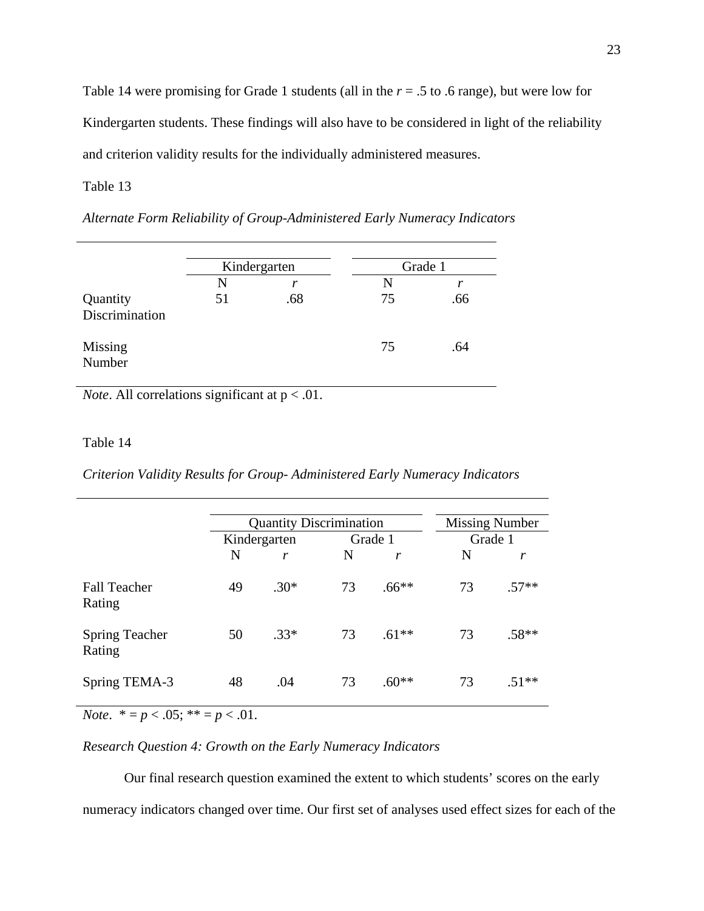Table 14 were promising for Grade 1 students (all in the $r$ = .5 to .6 range), but were low for Kindergarten students. These findings will also have to be considered in light of the reliability and criterion validity results for the individually administered measures.

Table 13

*Alternate Form Reliability of Group-Administered Early Numeracy Indicators*

| | Kindergarten | | Grade 1 | |
|---|---|---|---|---|
| | N | *r* | N | *r* |
| Quantity Discrimination | 51 | .68 | 75 | .66 |
| Missing Number | | | 75 | .64 |

*Note*. All correlations significant at p < .01.

Table 14

*Criterion Validity Results for Group- Administered Early Numeracy Indicators*

| | Quantity Discrimination | | | | Missing Number | |
|---|---|---|---|---|---|---|
| | Kindergarten | | Grade 1 | | Grade 1 | |
| | N | *r* | N | *r* | N | *r* |
| Fall Teacher Rating | 49 | .30* | 73 | .66** | 73 | .57** |
| Spring Teacher Rating | 50 | .33* | 73 | .61** | 73 | .58** |
| Spring TEMA-3 | 48 | .04 | 73 | .60** | 73 | .51** |

*Note*. * = $p < .05$; ** = $p < .01$.

*Research Question 4: Growth on the Early Numeracy Indicators*

Our final research question examined the extent to which students' scores on the early numeracy indicators changed over time. Our first set of analyses used effect sizes for each of the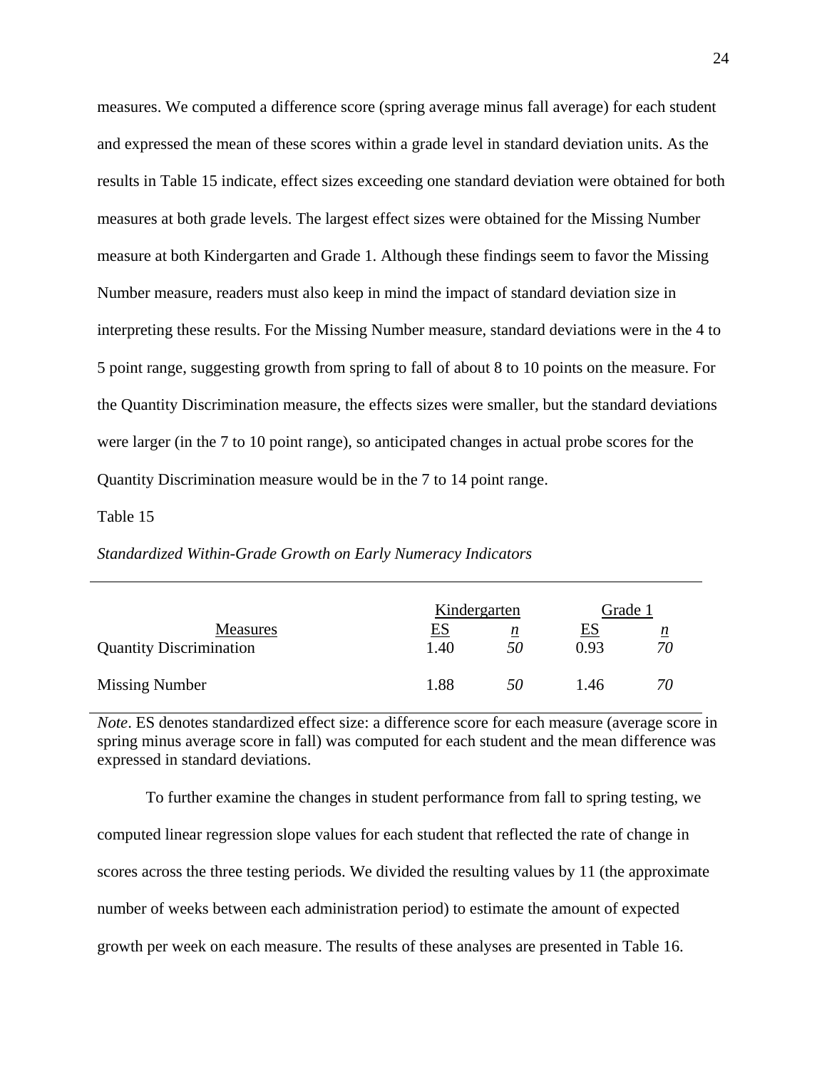measures. We computed a difference score (spring average minus fall average) for each student and expressed the mean of these scores within a grade level in standard deviation units. As the results in Table 15 indicate, effect sizes exceeding one standard deviation were obtained for both measures at both grade levels. The largest effect sizes were obtained for the Missing Number measure at both Kindergarten and Grade 1. Although these findings seem to favor the Missing Number measure, readers must also keep in mind the impact of standard deviation size in interpreting these results. For the Missing Number measure, standard deviations were in the 4 to 5 point range, suggesting growth from spring to fall of about 8 to 10 points on the measure. For the Quantity Discrimination measure, the effects sizes were smaller, but the standard deviations were larger (in the 7 to 10 point range), so anticipated changes in actual probe scores for the Quantity Discrimination measure would be in the 7 to 14 point range.

Table 15

*Standardized Within-Grade Growth on Early Numeracy Indicators*

| | Kindergarten | | Grade 1 | |
|---|---|---|---|---|
| Measures | ES | *n* | ES | *n* |
| Quantity Discrimination | 1.40 | *50* | 0.93 | *70* |
| Missing Number | 1.88 | *50* | 1.46 | *70* |

*Note*. ES denotes standardized effect size: a difference score for each measure (average score in spring minus average score in fall) was computed for each student and the mean difference was expressed in standard deviations.

To further examine the changes in student performance from fall to spring testing, we computed linear regression slope values for each student that reflected the rate of change in scores across the three testing periods. We divided the resulting values by 11 (the approximate number of weeks between each administration period) to estimate the amount of expected growth per week on each measure. The results of these analyses are presented in Table 16.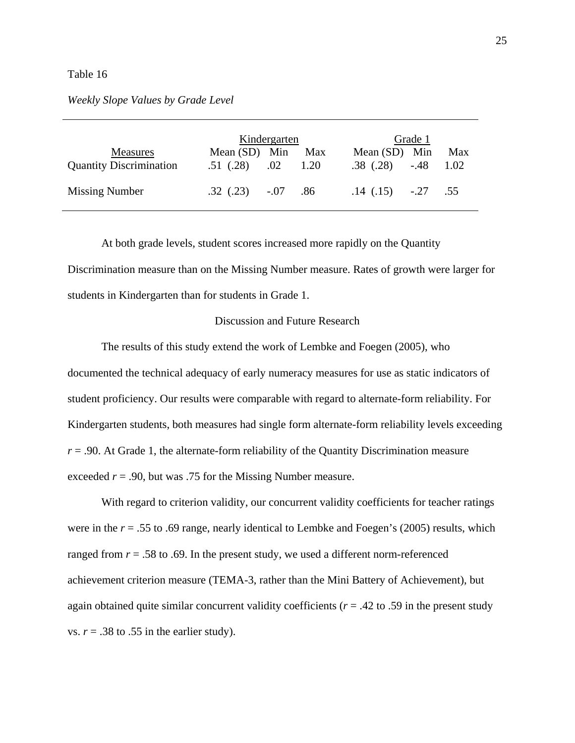Table 16

*Weekly Slope Values by Grade Level*

| | Kindergarten | | | Grade 1 | | |
|---|---|---|---|---|---|---|
| Measures | Mean (SD) | Min | Max | Mean (SD) | Min | Max |
| Quantity Discrimination | .51 (.28) | .02 | 1.20 | .38 (.28) | -.48 | 1.02 |
| Missing Number | .32 (.23) | -.07 | .86 | .14 (.15) | -.27 | .55 |

At both grade levels, student scores increased more rapidly on the Quantity Discrimination measure than on the Missing Number measure. Rates of growth were larger for students in Kindergarten than for students in Grade 1.

## Discussion and Future Research

The results of this study extend the work of Lembke and Foegen (2005), who documented the technical adequacy of early numeracy measures for use as static indicators of student proficiency. Our results were comparable with regard to alternate-form reliability. For Kindergarten students, both measures had single form alternate-form reliability levels exceeding $r$ = .90. At Grade 1, the alternate-form reliability of the Quantity Discrimination measure exceeded $r$ = .90, but was .75 for the Missing Number measure.

With regard to criterion validity, our concurrent validity coefficients for teacher ratings were in the $r$ = .55 to .69 range, nearly identical to Lembke and Foegen's (2005) results, which ranged from $r$ = .58 to .69. In the present study, we used a different norm-referenced achievement criterion measure (TEMA-3, rather than the Mini Battery of Achievement), but again obtained quite similar concurrent validity coefficients ($r$ = .42 to .59 in the present study vs. $r$ = .38 to .55 in the earlier study).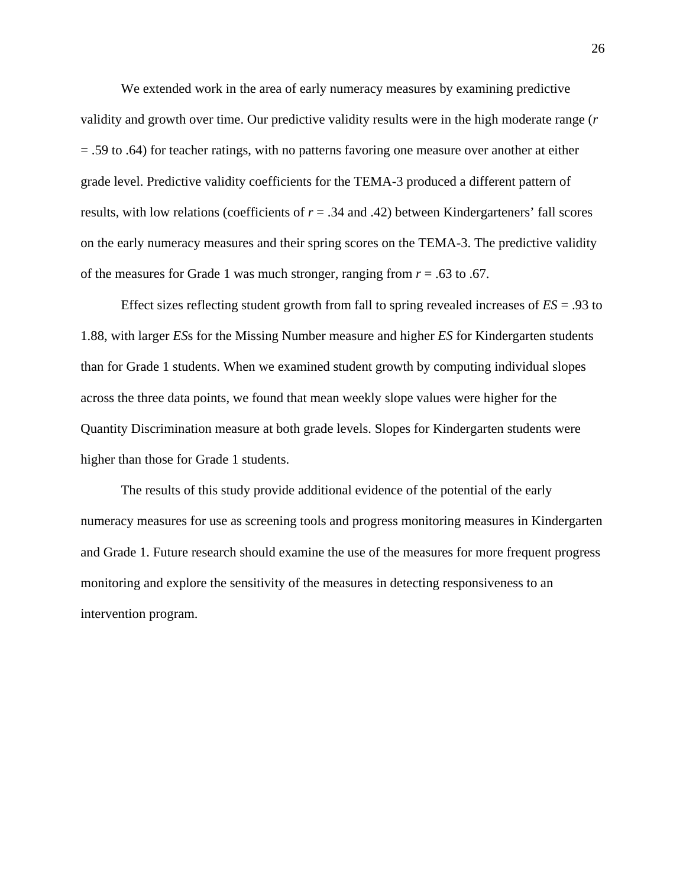We extended work in the area of early numeracy measures by examining predictive validity and growth over time. Our predictive validity results were in the high moderate range ($r$ = .59 to .64) for teacher ratings, with no patterns favoring one measure over another at either grade level. Predictive validity coefficients for the TEMA-3 produced a different pattern of results, with low relations (coefficients of $r$ = .34 and .42) between Kindergarteners' fall scores on the early numeracy measures and their spring scores on the TEMA-3. The predictive validity of the measures for Grade 1 was much stronger, ranging from $r$ = .63 to .67.

Effect sizes reflecting student growth from fall to spring revealed increases of *ES* = .93 to 1.88, with larger *ES*s for the Missing Number measure and higher *ES* for Kindergarten students than for Grade 1 students. When we examined student growth by computing individual slopes across the three data points, we found that mean weekly slope values were higher for the Quantity Discrimination measure at both grade levels. Slopes for Kindergarten students were higher than those for Grade 1 students.

The results of this study provide additional evidence of the potential of the early numeracy measures for use as screening tools and progress monitoring measures in Kindergarten and Grade 1. Future research should examine the use of the measures for more frequent progress monitoring and explore the sensitivity of the measures in detecting responsiveness to an intervention program.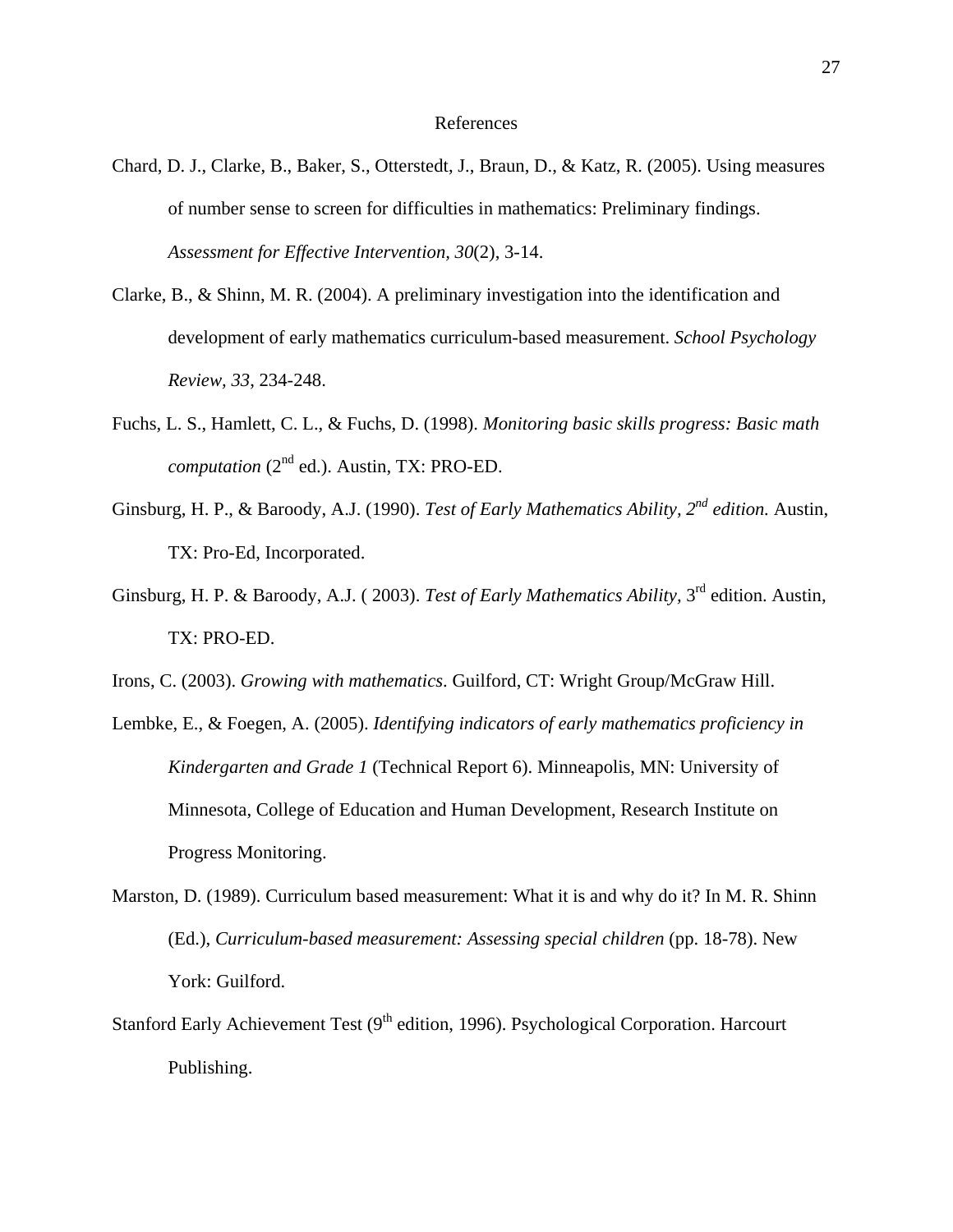# References

Chard, D. J., Clarke, B., Baker, S., Otterstedt, J., Braun, D., & Katz, R. (2005). Using measures of number sense to screen for difficulties in mathematics: Preliminary findings. *Assessment for Effective Intervention, 30*(2), 3-14.

Clarke, B., & Shinn, M. R. (2004). A preliminary investigation into the identification and development of early mathematics curriculum-based measurement. *School Psychology Review, 33*, 234-248.

Fuchs, L. S., Hamlett, C. L., & Fuchs, D. (1998). *Monitoring basic skills progress: Basic math computation* (2nd ed.). Austin, TX: PRO-ED.

Ginsburg, H. P., & Baroody, A.J. (1990). *Test of Early Mathematics Ability, 2nd edition.* Austin, TX: Pro-Ed, Incorporated.

Ginsburg, H. P. & Baroody, A.J. ( 2003). *Test of Early Mathematics Ability*, 3rd edition. Austin, TX: PRO-ED.

Irons, C. (2003). *Growing with mathematics*. Guilford, CT: Wright Group/McGraw Hill.

Lembke, E., & Foegen, A. (2005). *Identifying indicators of early mathematics proficiency in Kindergarten and Grade 1* (Technical Report 6). Minneapolis, MN: University of Minnesota, College of Education and Human Development, Research Institute on Progress Monitoring.

Marston, D. (1989). Curriculum based measurement: What it is and why do it? In M. R. Shinn (Ed.), *Curriculum-based measurement: Assessing special children* (pp. 18-78). New York: Guilford.

Stanford Early Achievement Test (9th edition, 1996). Psychological Corporation. Harcourt Publishing.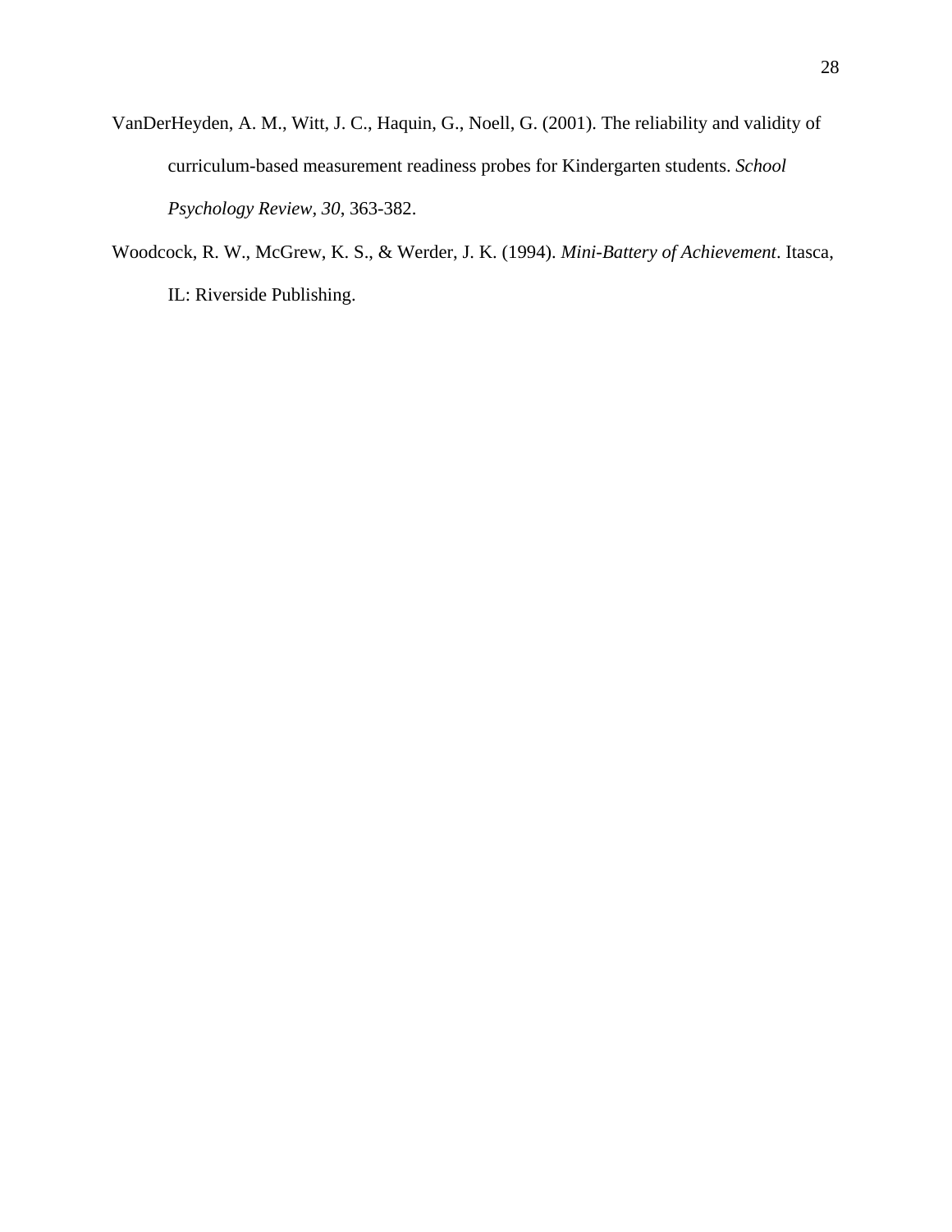VanDerHeyden, A. M., Witt, J. C., Haquin, G., Noell, G. (2001). The reliability and validity of curriculum-based measurement readiness probes for Kindergarten students. *School Psychology Review, 30*, 363-382.

Woodcock, R. W., McGrew, K. S., & Werder, J. K. (1994). *Mini-Battery of Achievement*. Itasca, IL: Riverside Publishing.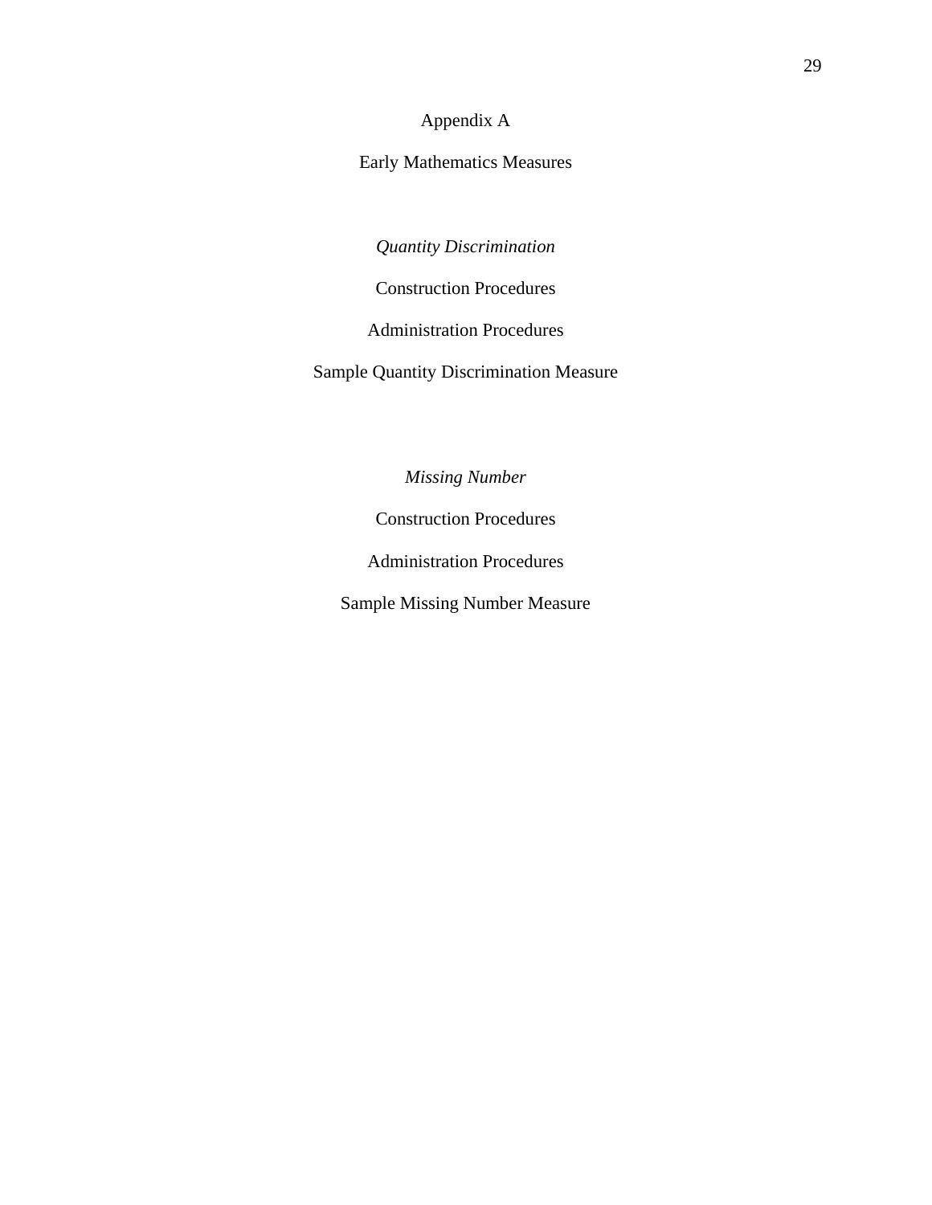# Appendix A

## Early Mathematics Measures

### *Quantity Discrimination*

Construction Procedures

Administration Procedures

Sample Quantity Discrimination Measure

### *Missing Number*

Construction Procedures

Administration Procedures

Sample Missing Number Measure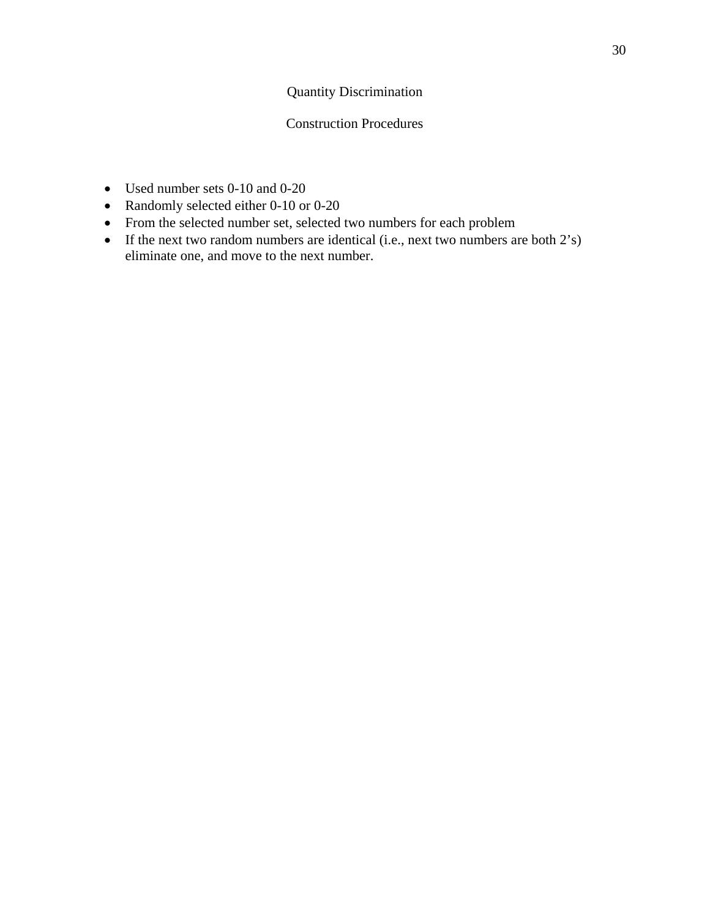# Quantity Discrimination

## Construction Procedures

- Used number sets 0-10 and 0-20
- Randomly selected either 0-10 or 0-20
- From the selected number set, selected two numbers for each problem
- If the next two random numbers are identical (i.e., next two numbers are both 2's) eliminate one, and move to the next number.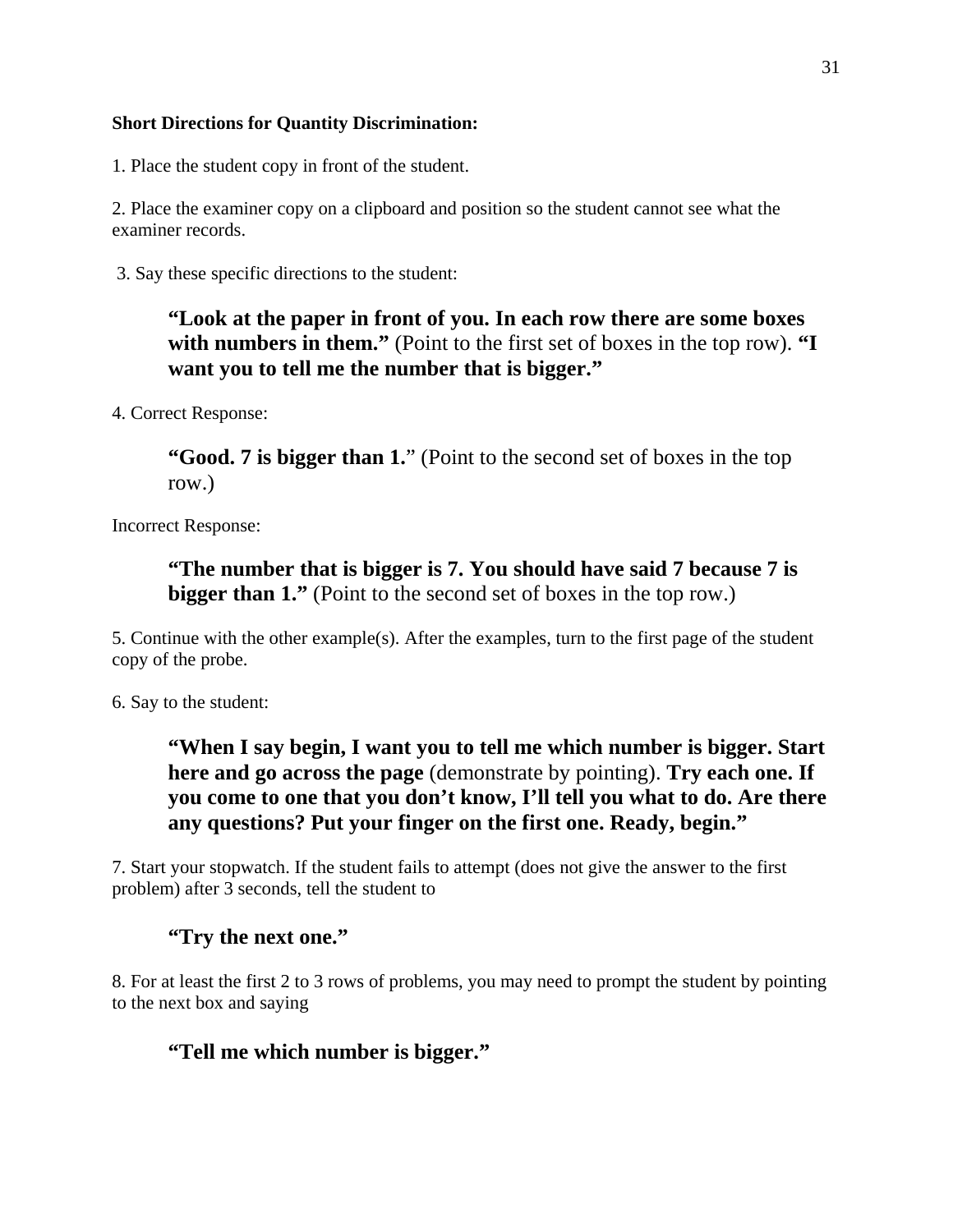**Short Directions for Quantity Discrimination:**

1. Place the student copy in front of the student.

2. Place the examiner copy on a clipboard and position so the student cannot see what the examiner records.

3. Say these specific directions to the student:

> **"Look at the paper in front of you. In each row there are some boxes with numbers in them."** (Point to the first set of boxes in the top row). **"I want you to tell me the number that is bigger."**

4. Correct Response:

> **"Good. 7 is bigger than 1.**" (Point to the second set of boxes in the top row.)

Incorrect Response:

> **"The number that is bigger is 7. You should have said 7 because 7 is bigger than 1."** (Point to the second set of boxes in the top row.)

5. Continue with the other example(s). After the examples, turn to the first page of the student copy of the probe.

6. Say to the student:

> **"When I say begin, I want you to tell me which number is bigger. Start here and go across the page** (demonstrate by pointing). **Try each one. If you come to one that you don't know, I'll tell you what to do. Are there any questions? Put your finger on the first one. Ready, begin."**

7. Start your stopwatch. If the student fails to attempt (does not give the answer to the first problem) after 3 seconds, tell the student to

> **"Try the next one."**

8. For at least the first 2 to 3 rows of problems, you may need to prompt the student by pointing to the next box and saying

> **"Tell me which number is bigger."**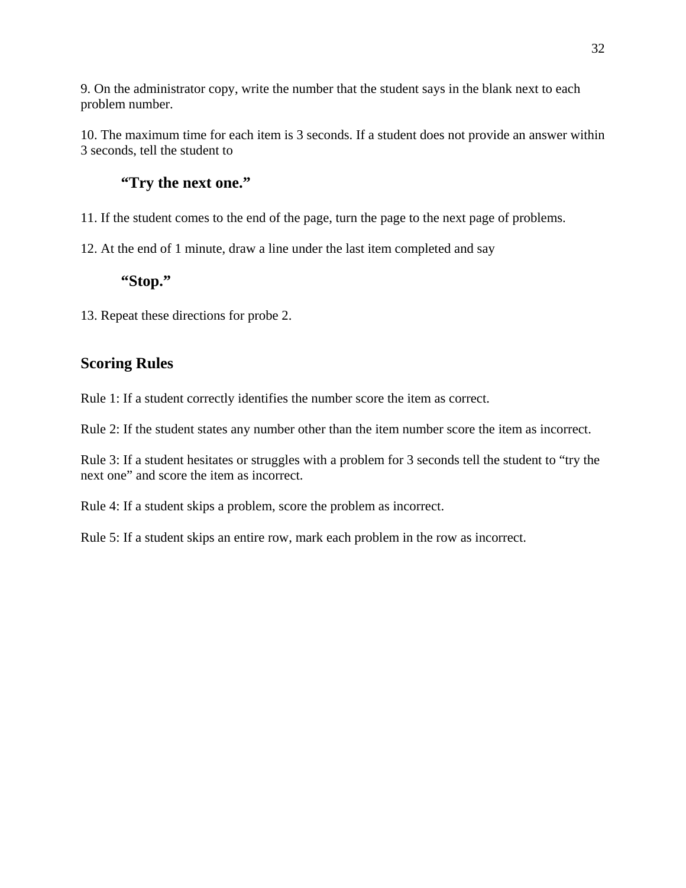9. On the administrator copy, write the number that the student says in the blank next to each problem number.

10. The maximum time for each item is 3 seconds. If a student does not provide an answer within 3 seconds, tell the student to

> **"Try the next one."**

11. If the student comes to the end of the page, turn the page to the next page of problems.

12. At the end of 1 minute, draw a line under the last item completed and say

> **"Stop."**

13. Repeat these directions for probe 2.

## Scoring Rules

Rule 1: If a student correctly identifies the number score the item as correct.

Rule 2: If the student states any number other than the item number score the item as incorrect.

Rule 3: If a student hesitates or struggles with a problem for 3 seconds tell the student to "try the next one" and score the item as incorrect.

Rule 4: If a student skips a problem, score the problem as incorrect.

Rule 5: If a student skips an entire row, mark each problem in the row as incorrect.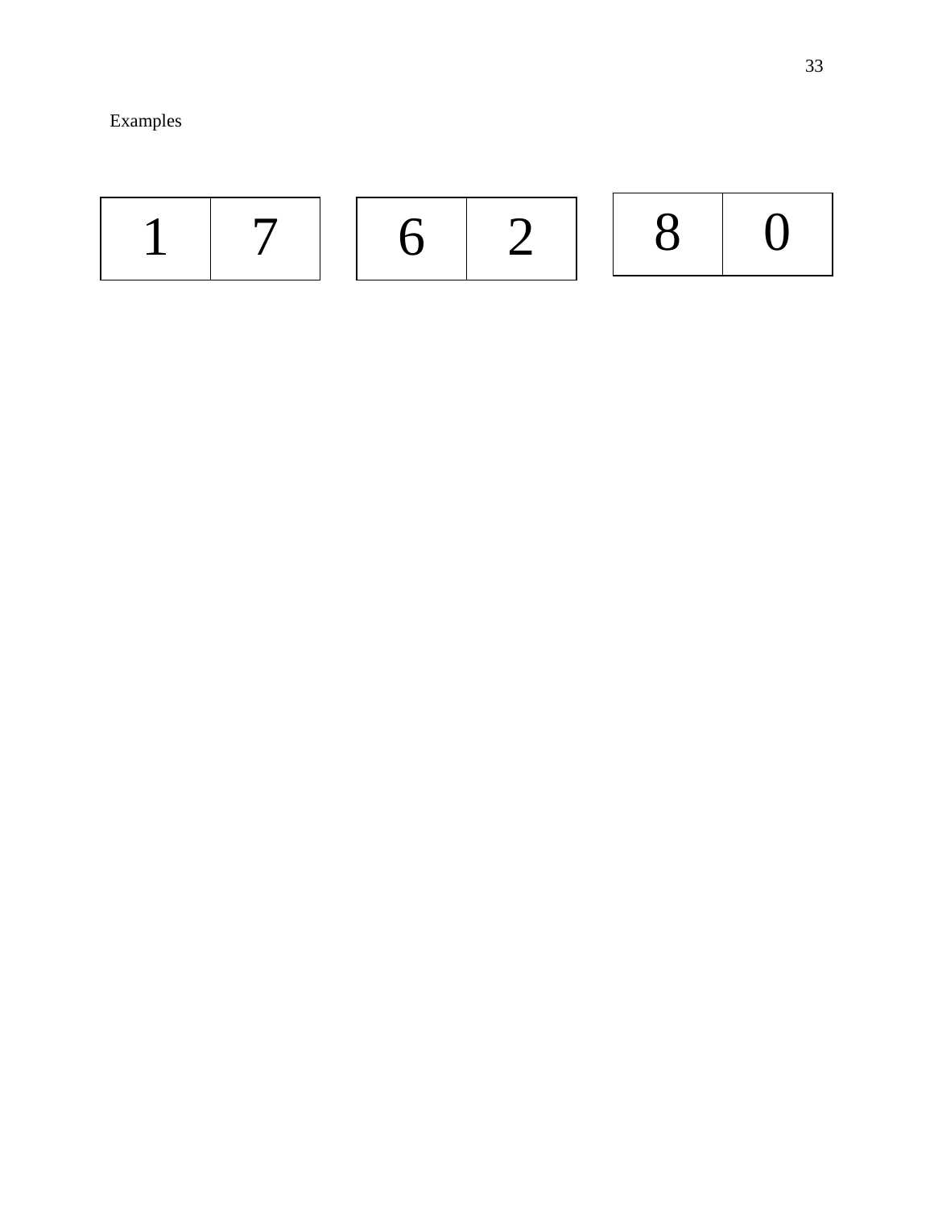Examples

| 1 | 7 |
|---|---|

| 6 | 2 |
|---|---|

| 8 | 0 |
|---|---|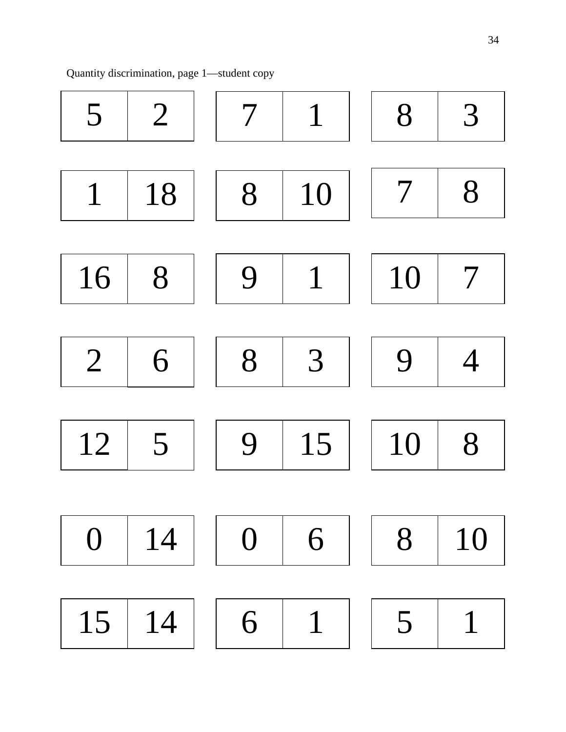Quantity discrimination, page 1—student copy

| 5 | 2 |
|---|---|

| 7 | 1 |
|---|---|

| 8 | 3 |
|---|---|

| 1 | 18 |
|---|---|

| 8 | 10 |
|---|---|

| 7 | 8 |
|---|---|

| 16 | 8 |
|---|---|

| 9 | 1 |
|---|---|

| 10 | 7 |
|---|---|

| 2 | 6 |
|---|---|

| 8 | 3 |
|---|---|

| 9 | 4 |
|---|---|

| 12 | 5 |
|---|---|

| 9 | 15 |
|---|---|

| 10 | 8 |
|---|---|

| 0 | 14 |
|---|---|

| 0 | 6 |
|---|---|

| 8 | 10 |
|---|---|

| 15 | 14 |
|---|---|

| 6 | 1 |
|---|---|

| 5 | 1 |
|---|---|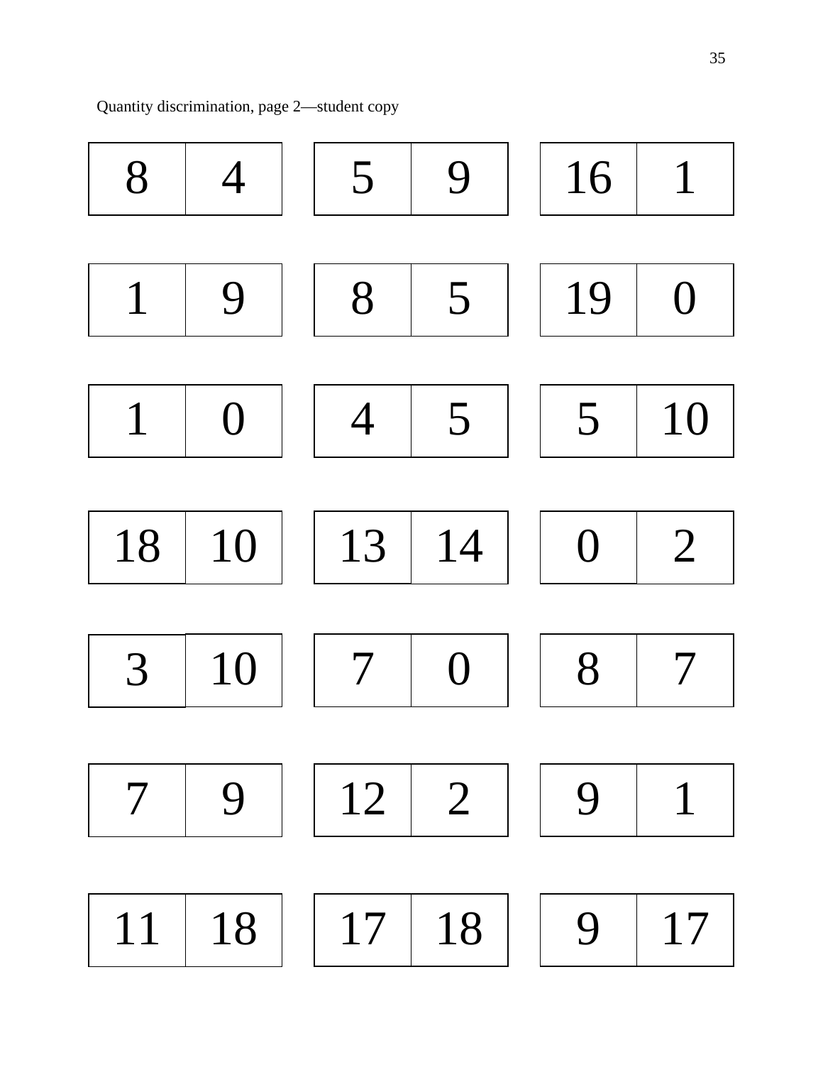Quantity discrimination, page 2—student copy

| | | | | | | | |
|---|---|---|---|---|---|---|---|
| 8 | 4 | | 5 | 9 | | 16 | 1 |
| 1 | 9 | | 8 | 5 | | 19 | 0 |
| 1 | 0 | | 4 | 5 | | 5 | 10 |
| 18 | 10 | | 13 | 14 | | 0 | 2 |
| 3 | 10 | | 7 | 0 | | 8 | 7 |
| 7 | 9 | | 12 | 2 | | 9 | 1 |
| 11 | 18 | | 17 | 18 | | 9 | 17 |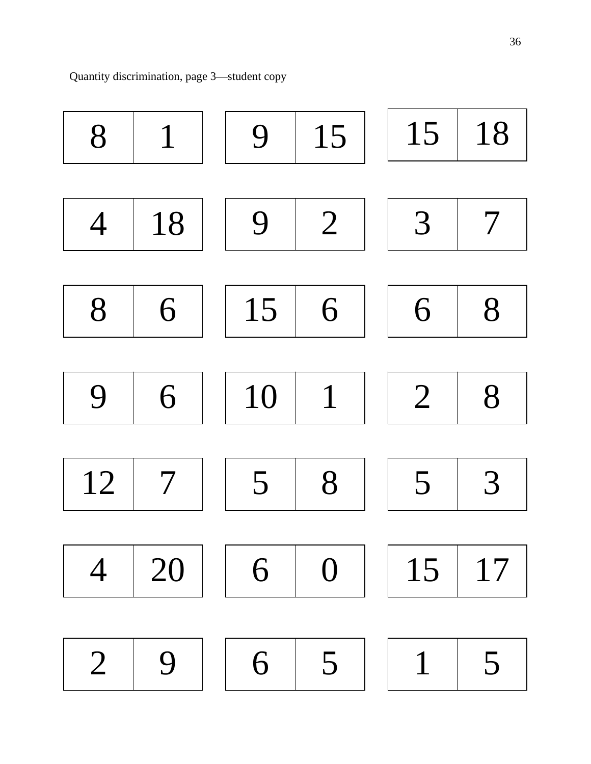Quantity discrimination, page 3—student copy

| 8 | 1 |
|---|---|

| 9 | 15 |
|---|---|

| 15 | 18 |
|---|---|

| 4 | 18 |
|---|---|

| 9 | 2 |
|---|---|

| 3 | 7 |
|---|---|

| 8 | 6 |
|---|---|

| 15 | 6 |
|---|---|

| 6 | 8 |
|---|---|

| 9 | 6 |
|---|---|

| 10 | 1 |
|---|---|

| 2 | 8 |
|---|---|

| 12 | 7 |
|---|---|

| 5 | 8 |
|---|---|

| 5 | 3 |
|---|---|

| 4 | 20 |
|---|---|

| 6 | 0 |
|---|---|

| 15 | 17 |
|---|---|

| 2 | 9 |
|---|---|

| 6 | 5 |
|---|---|

| 1 | 5 |
|---|---|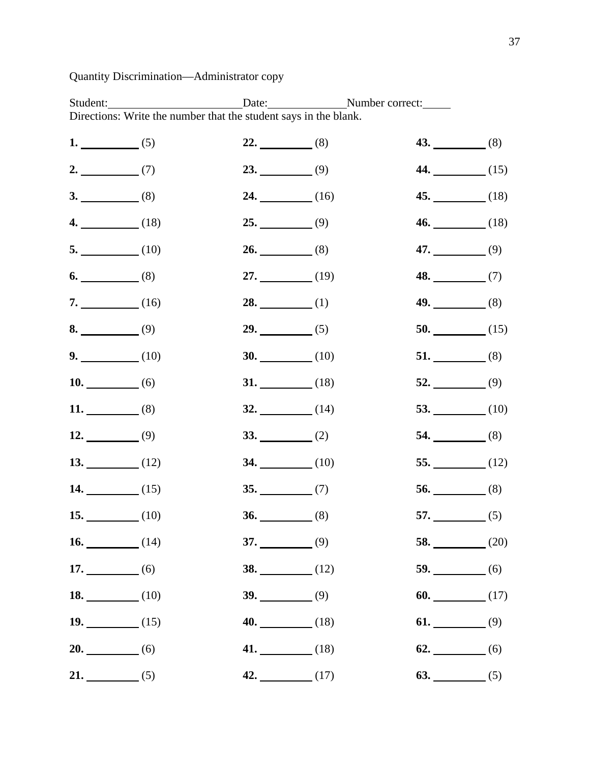Quantity Discrimination—Administrator copy

Student:\_\_\_\_\_\_\_\_\_\_\_\_\_\_\_\_\_\_\_\_\_\_\_\_Date:\_\_\_\_\_\_\_\_\_\_\_\_\_\_Number correct:\_\_\_\_\_
Directions: Write the number that the student says in the blank.

**1.** \_\_\_\_\_\_\_\_\_\_ (5)
**2.** \_\_\_\_\_\_\_\_\_\_ (7)
**3.** \_\_\_\_\_\_\_\_\_\_ (8)
**4.** \_\_\_\_\_\_\_\_\_\_ (18)
**5.** \_\_\_\_\_\_\_\_\_\_ (10)
**6.** \_\_\_\_\_\_\_\_\_\_ (8)
**7.** \_\_\_\_\_\_\_\_\_\_ (16)
**8.** \_\_\_\_\_\_\_\_\_\_ (9)
**9.** \_\_\_\_\_\_\_\_\_\_ (10)
**10.** \_\_\_\_\_\_\_\_\_\_ (6)
**11.** \_\_\_\_\_\_\_\_\_\_ (8)
**12.** \_\_\_\_\_\_\_\_\_\_ (9)
**13.** \_\_\_\_\_\_\_\_\_\_ (12)
**14.** \_\_\_\_\_\_\_\_\_\_ (15)
**15.** \_\_\_\_\_\_\_\_\_\_ (10)
**16.** \_\_\_\_\_\_\_\_\_\_ (14)
**17.** \_\_\_\_\_\_\_\_\_\_ (6)
**18.** \_\_\_\_\_\_\_\_\_\_ (10)
**19.** \_\_\_\_\_\_\_\_\_\_ (15)
**20.** \_\_\_\_\_\_\_\_\_\_ (6)
**21.** \_\_\_\_\_\_\_\_\_\_ (5)
**22.** \_\_\_\_\_\_\_\_\_\_ (8)
**23.** \_\_\_\_\_\_\_\_\_\_ (9)
**24.** \_\_\_\_\_\_\_\_\_\_ (16)
**25.** \_\_\_\_\_\_\_\_\_\_ (9)
**26.** \_\_\_\_\_\_\_\_\_\_ (8)
**27.** \_\_\_\_\_\_\_\_\_\_ (19)
**28.** \_\_\_\_\_\_\_\_\_\_ (1)
**29.** \_\_\_\_\_\_\_\_\_\_ (5)
**30.** \_\_\_\_\_\_\_\_\_\_ (10)
**31.** \_\_\_\_\_\_\_\_\_\_ (18)
**32.** \_\_\_\_\_\_\_\_\_\_ (14)
**33.** \_\_\_\_\_\_\_\_\_\_ (2)
**34.** \_\_\_\_\_\_\_\_\_\_ (10)
**35.** \_\_\_\_\_\_\_\_\_\_ (7)
**36.** \_\_\_\_\_\_\_\_\_\_ (8)
**37.** \_\_\_\_\_\_\_\_\_\_ (9)
**38.** \_\_\_\_\_\_\_\_\_\_ (12)
**39.** \_\_\_\_\_\_\_\_\_\_ (9)
**40.** \_\_\_\_\_\_\_\_\_\_ (18)
**41.** \_\_\_\_\_\_\_\_\_\_ (18)
**42.** \_\_\_\_\_\_\_\_\_\_ (17)
**43.** \_\_\_\_\_\_\_\_\_\_ (8)
**44.** \_\_\_\_\_\_\_\_\_\_ (15)
**45.** \_\_\_\_\_\_\_\_\_\_ (18)
**46.** \_\_\_\_\_\_\_\_\_\_ (18)
**47.** \_\_\_\_\_\_\_\_\_\_ (9)
**48.** \_\_\_\_\_\_\_\_\_\_ (7)
**49.** \_\_\_\_\_\_\_\_\_\_ (8)
**50.** \_\_\_\_\_\_\_\_\_\_ (15)
**51.** \_\_\_\_\_\_\_\_\_\_ (8)
**52.** \_\_\_\_\_\_\_\_\_\_ (9)
**53.** \_\_\_\_\_\_\_\_\_\_ (10)
**54.** \_\_\_\_\_\_\_\_\_\_ (8)
**55.** \_\_\_\_\_\_\_\_\_\_ (12)
**56.** \_\_\_\_\_\_\_\_\_\_ (8)
**57.** \_\_\_\_\_\_\_\_\_\_ (5)
**58.** \_\_\_\_\_\_\_\_\_\_ (20)
**59.** \_\_\_\_\_\_\_\_\_\_ (6)
**60.** \_\_\_\_\_\_\_\_\_\_ (17)
**61.** \_\_\_\_\_\_\_\_\_\_ (9)
**62.** \_\_\_\_\_\_\_\_\_\_ (6)
**63.** \_\_\_\_\_\_\_\_\_\_ (5)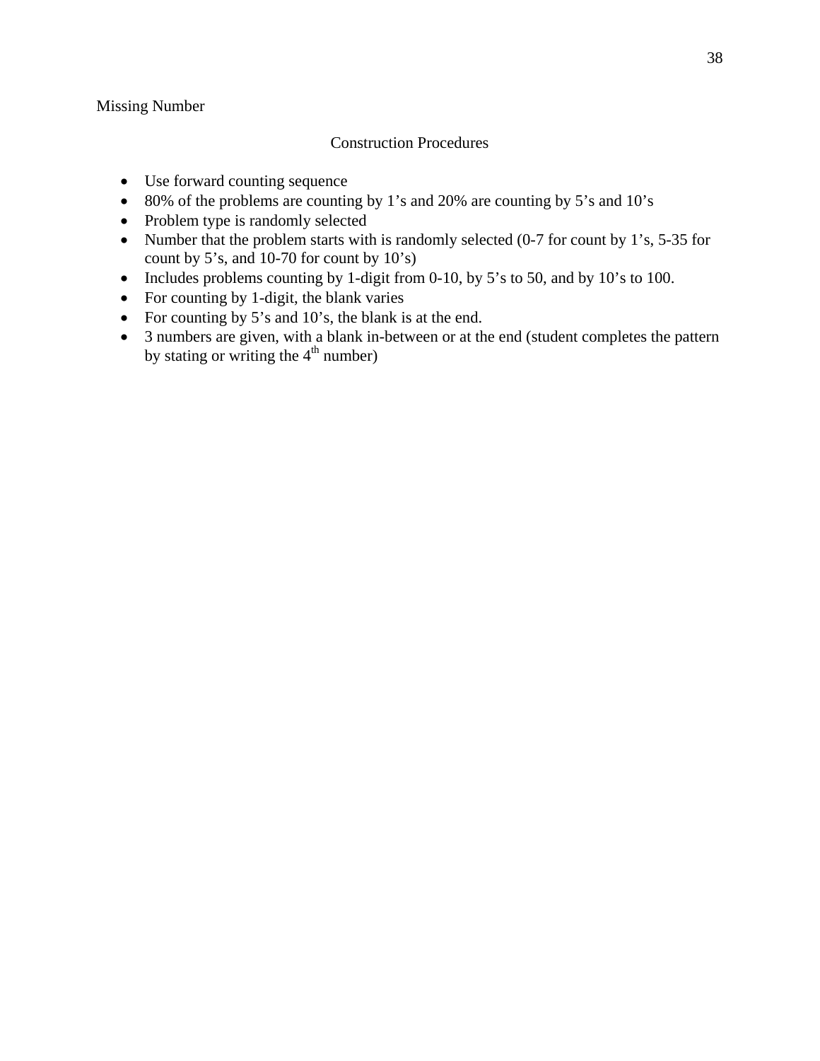Missing Number

## Construction Procedures

- Use forward counting sequence
- 80% of the problems are counting by 1's and 20% are counting by 5's and 10's
- Problem type is randomly selected
- Number that the problem starts with is randomly selected (0-7 for count by 1's, 5-35 for count by 5's, and 10-70 for count by 10's)
- Includes problems counting by 1-digit from 0-10, by 5's to 50, and by 10's to 100.
- For counting by 1-digit, the blank varies
- For counting by 5's and 10's, the blank is at the end.
- 3 numbers are given, with a blank in-between or at the end (student completes the pattern by stating or writing the 4th number)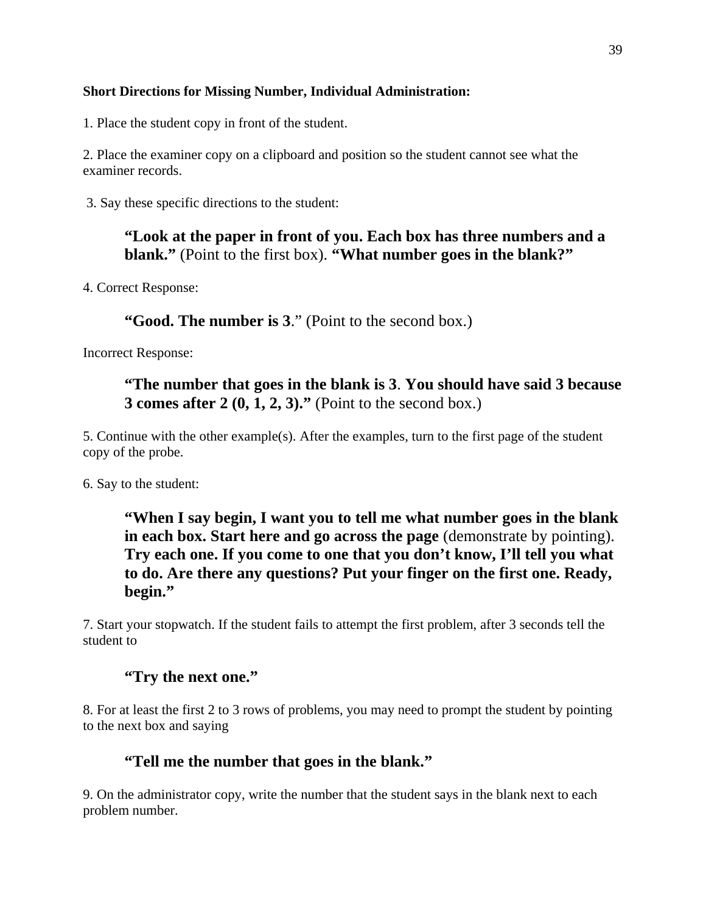**Short Directions for Missing Number, Individual Administration:**

1. Place the student copy in front of the student.

2. Place the examiner copy on a clipboard and position so the student cannot see what the examiner records.

3. Say these specific directions to the student:

> **"Look at the paper in front of you. Each box has three numbers and a blank."** (Point to the first box). **"What number goes in the blank?"**

4. Correct Response:

> **"Good. The number is 3**." (Point to the second box.)

Incorrect Response:

> **"The number that goes in the blank is 3**. **You should have said 3 because 3 comes after 2 (0, 1, 2, 3)."** (Point to the second box.)

5. Continue with the other example(s). After the examples, turn to the first page of the student copy of the probe.

6. Say to the student:

> **"When I say begin, I want you to tell me what number goes in the blank in each box. Start here and go across the page** (demonstrate by pointing). **Try each one. If you come to one that you don't know, I'll tell you what to do. Are there any questions? Put your finger on the first one. Ready, begin."**

7. Start your stopwatch. If the student fails to attempt the first problem, after 3 seconds tell the student to

> **"Try the next one."**

8. For at least the first 2 to 3 rows of problems, you may need to prompt the student by pointing to the next box and saying

> **"Tell me the number that goes in the blank."**

9. On the administrator copy, write the number that the student says in the blank next to each problem number.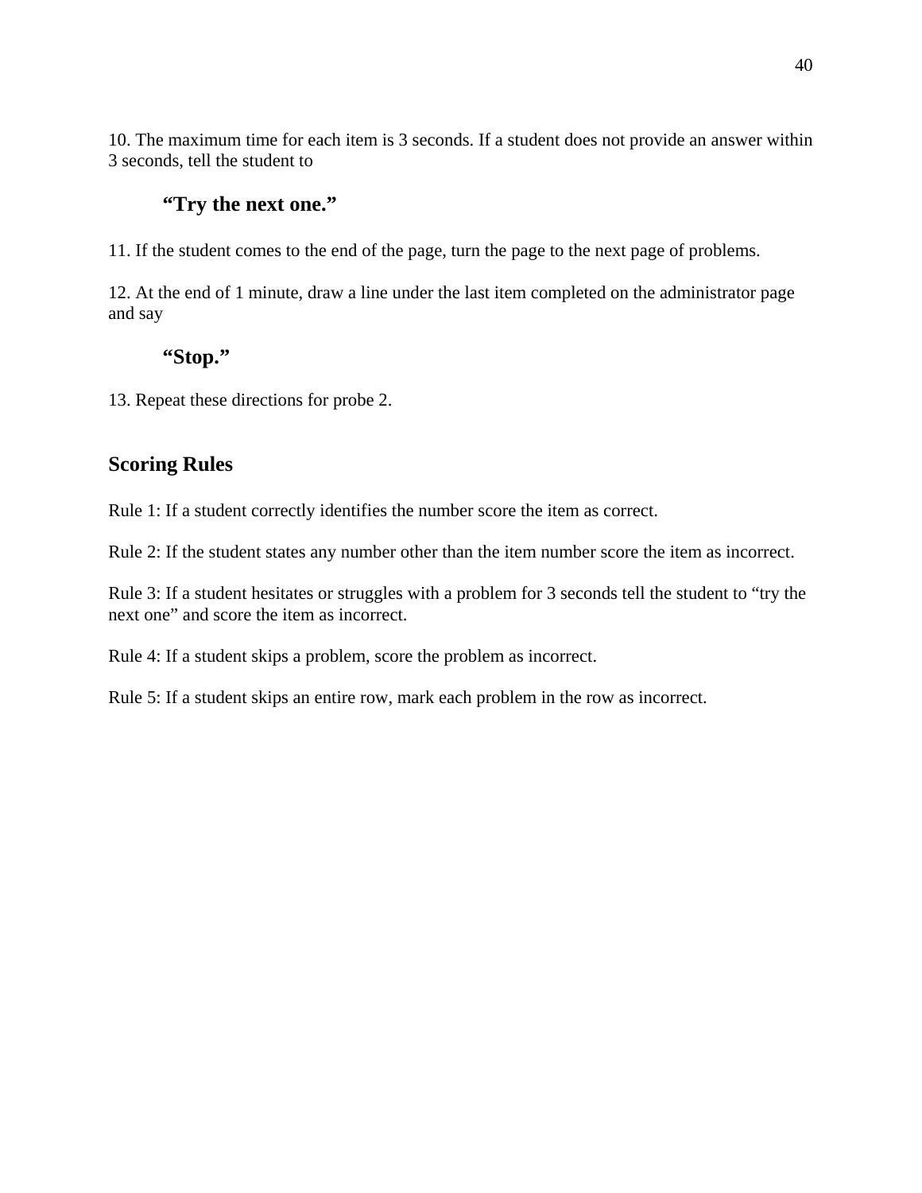10. The maximum time for each item is 3 seconds. If a student does not provide an answer within 3 seconds, tell the student to

> **"Try the next one."**

11. If the student comes to the end of the page, turn the page to the next page of problems.

12. At the end of 1 minute, draw a line under the last item completed on the administrator page and say

> **"Stop."**

13. Repeat these directions for probe 2.

## Scoring Rules

Rule 1: If a student correctly identifies the number score the item as correct.

Rule 2: If the student states any number other than the item number score the item as incorrect.

Rule 3: If a student hesitates or struggles with a problem for 3 seconds tell the student to "try the next one" and score the item as incorrect.

Rule 4: If a student skips a problem, score the problem as incorrect.

Rule 5: If a student skips an entire row, mark each problem in the row as incorrect.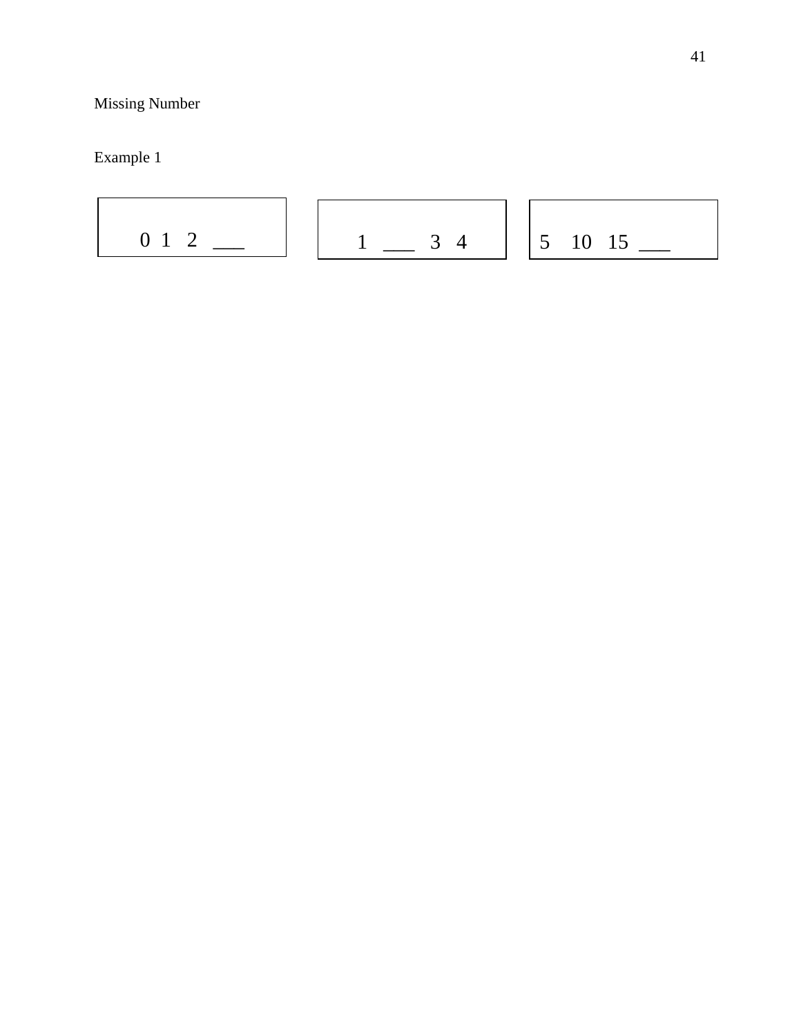Missing Number

Example 1

| 0 1 2 ___ | 1 ___ 3 4 | 5 10 15 ___ |
| --- | --- | --- |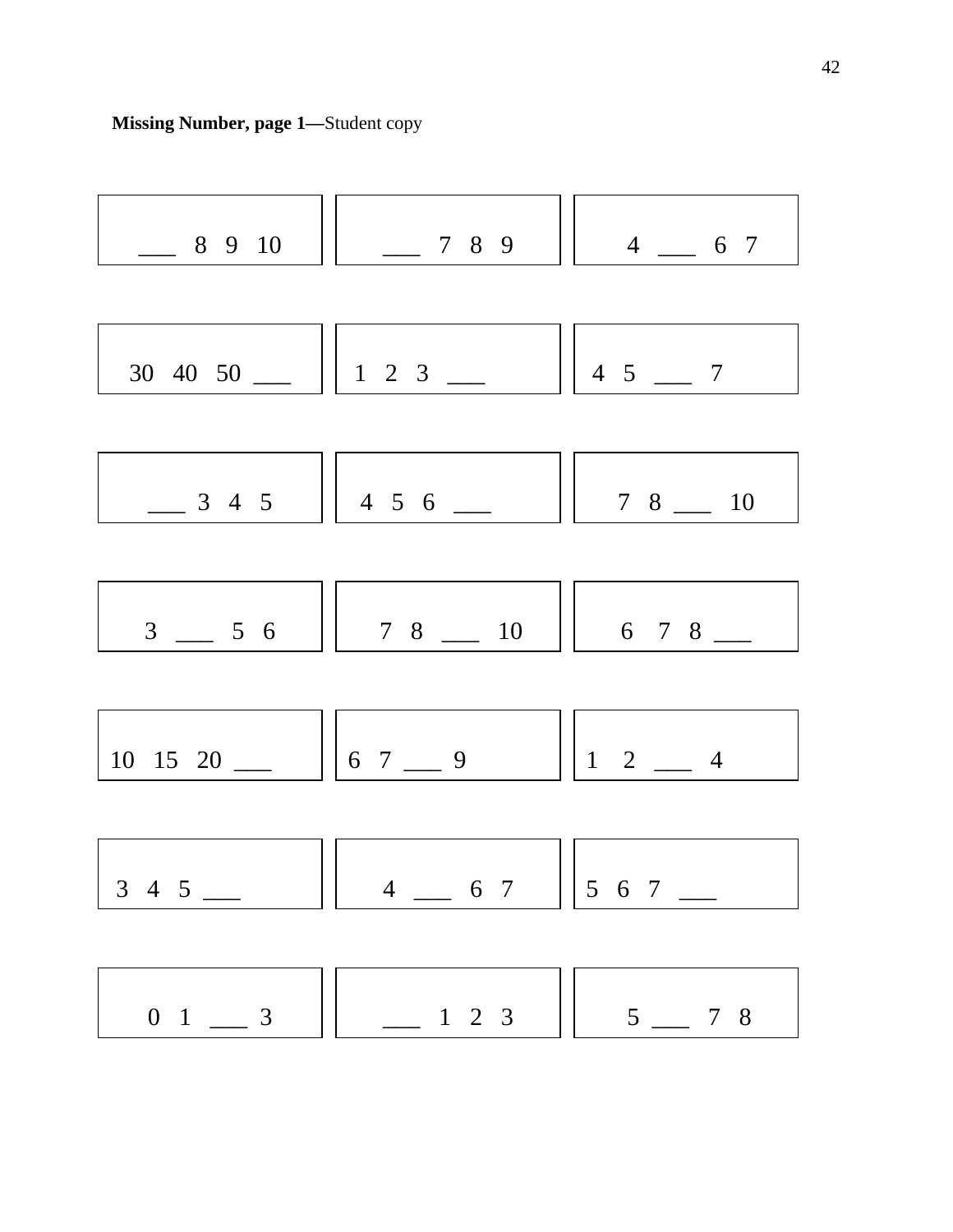**Missing Number, page 1—**Student copy

| | | |
|---|---|---|
| ___ 8 9 10 | ___ 7 8 9 | 4 ___ 6 7 |
| 30 40 50 ___ | 1 2 3 ___ | 4 5 ___ 7 |
| ___ 3 4 5 | 4 5 6 ___ | 7 8 ___ 10 |
| 3 ___ 5 6 | 7 8 ___ 10 | 6 7 8 ___ |
| 10 15 20 ___ | 6 7 ___ 9 | 1 2 ___ 4 |
| 3 4 5 ___ | 4 ___ 6 7 | 5 6 7 ___ |
| 0 1 ___ 3 | ___ 1 2 3 | 5 ___ 7 8 |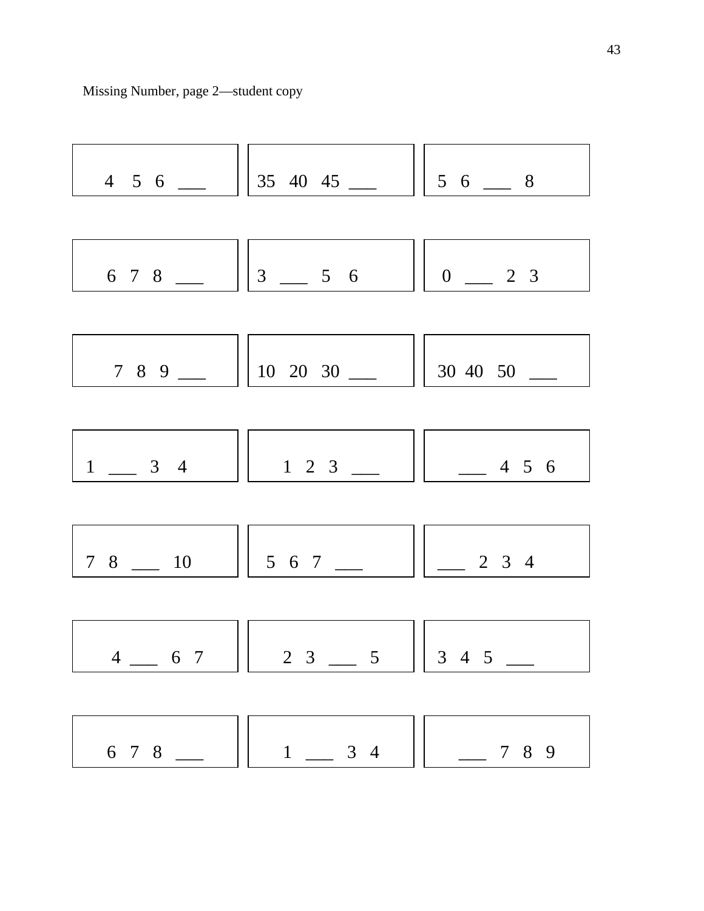Missing Number, page 2—student copy

| | | |
|---|---|---|
| 4 5 6 ___ | 35 40 45 ___ | 5 6 ___ 8 |
| 6 7 8 ___ | 3 ___ 5 6 | 0 ___ 2 3 |
| 7 8 9 ___ | 10 20 30 ___ | 30 40 50 ___ |
| 1 ___ 3 4 | 1 2 3 ___ | ___ 4 5 6 |
| 7 8 ___ 10 | 5 6 7 ___ | ___ 2 3 4 |
| 4 ___ 6 7 | 2 3 ___ 5 | 3 4 5 ___ |
| 6 7 8 ___ | 1 ___ 3 4 | ___ 7 8 9 |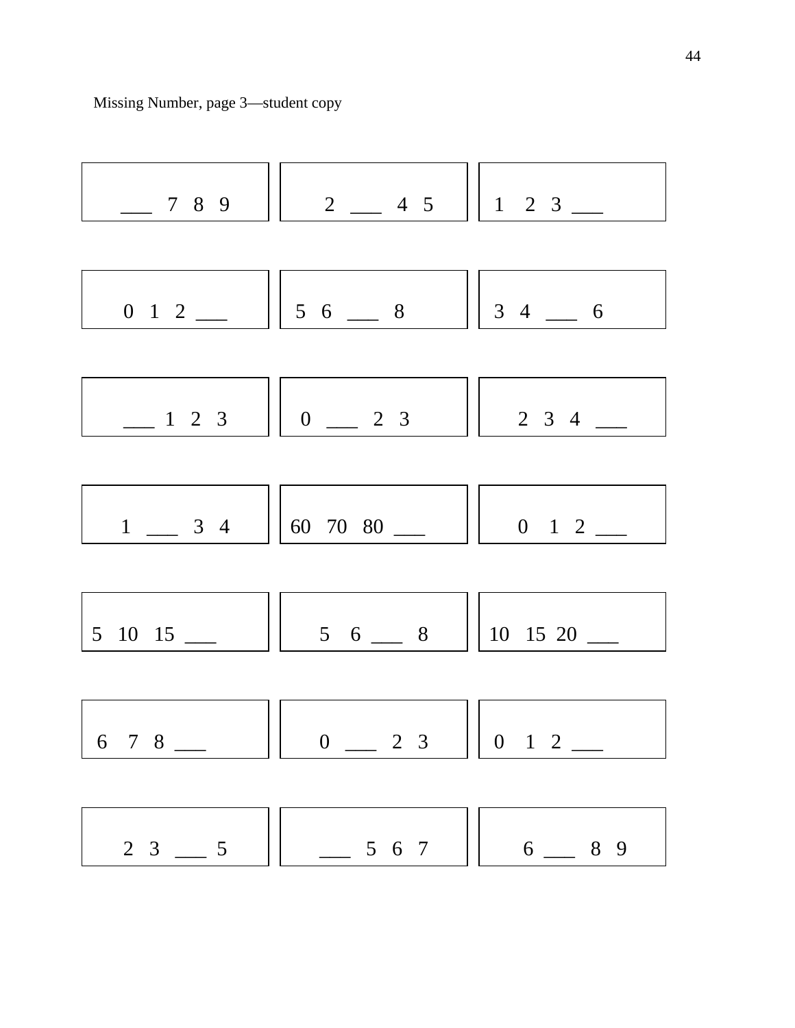Missing Number, page 3—student copy

| | | |
|---|---|---|
| ___ 7 8 9 | 2 ___ 4 5 | 1 2 3 ___ |
| 0 1 2 ___ | 5 6 ___ 8 | 3 4 ___ 6 |
| ___ 1 2 3 | 0 ___ 2 3 | 2 3 4 ___ |
| 1 ___ 3 4 | 60 70 80 ___ | 0 1 2 ___ |
| 5 10 15 ___ | 5 6 ___ 8 | 10 15 20 ___ |
| 6 7 8 ___ | 0 ___ 2 3 | 0 1 2 ___ |
| 2 3 ___ 5 | ___ 5 6 7 | 6 ___ 8 9 |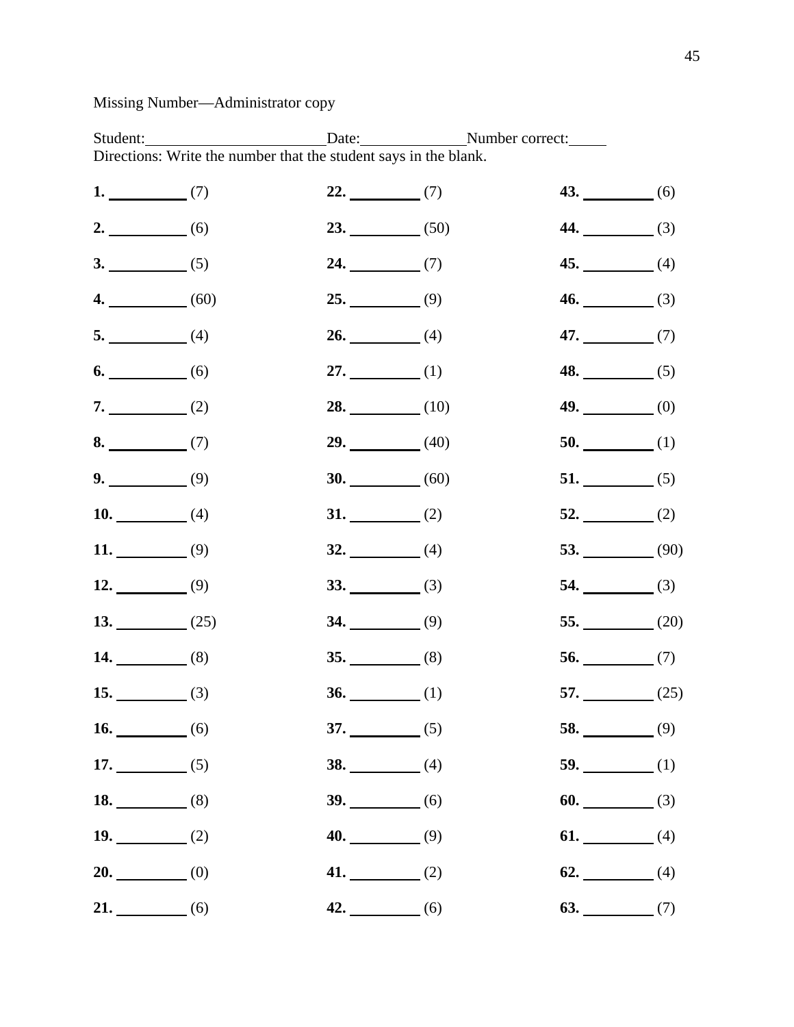Missing Number—Administrator copy

Student:\_\_\_\_\_\_\_\_\_\_\_\_\_\_\_\_\_\_\_\_\_\_\_\_Date:\_\_\_\_\_\_\_\_\_\_\_\_\_\_Number correct:\_\_\_\_\_

Directions: Write the number that the student says in the blank.

**1.** \_\_\_\_\_\_\_\_\_\_ (7)

**2.** \_\_\_\_\_\_\_\_\_\_ (6)

**3.** \_\_\_\_\_\_\_\_\_\_ (5)

**4.** \_\_\_\_\_\_\_\_\_\_ (60)

**5.** \_\_\_\_\_\_\_\_\_\_ (4)

**6.** \_\_\_\_\_\_\_\_\_\_ (6)

**7.** \_\_\_\_\_\_\_\_\_\_ (2)

**8.** \_\_\_\_\_\_\_\_\_\_ (7)

**9.** \_\_\_\_\_\_\_\_\_\_ (9)

**10.** \_\_\_\_\_\_\_\_\_ (4)

**11.** \_\_\_\_\_\_\_\_\_ (9)

**12.** \_\_\_\_\_\_\_\_\_ (9)

**13.** \_\_\_\_\_\_\_\_\_ (25)

**14.** \_\_\_\_\_\_\_\_\_ (8)

**15.** \_\_\_\_\_\_\_\_\_ (3)

**16.** \_\_\_\_\_\_\_\_\_ (6)

**17.** \_\_\_\_\_\_\_\_\_ (5)

**18.** \_\_\_\_\_\_\_\_\_ (8)

**19.** \_\_\_\_\_\_\_\_\_ (2)

**20.** \_\_\_\_\_\_\_\_\_ (0)

**21.** \_\_\_\_\_\_\_\_\_ (6)

**22.** \_\_\_\_\_\_\_\_\_ (7)

**23.** \_\_\_\_\_\_\_\_\_ (50)

**24.** \_\_\_\_\_\_\_\_\_ (7)

**25.** \_\_\_\_\_\_\_\_\_ (9)

**26.** \_\_\_\_\_\_\_\_\_ (4)

**27.** \_\_\_\_\_\_\_\_\_ (1)

**28.** \_\_\_\_\_\_\_\_\_ (10)

**29.** \_\_\_\_\_\_\_\_\_ (40)

**30.** \_\_\_\_\_\_\_\_\_ (60)

**31.** \_\_\_\_\_\_\_\_\_ (2)

**32.** \_\_\_\_\_\_\_\_\_ (4)

**33.** \_\_\_\_\_\_\_\_\_ (3)

**34.** \_\_\_\_\_\_\_\_\_ (9)

**35.** \_\_\_\_\_\_\_\_\_ (8)

**36.** \_\_\_\_\_\_\_\_\_ (1)

**37.** \_\_\_\_\_\_\_\_\_ (5)

**38.** \_\_\_\_\_\_\_\_\_ (4)

**39.** \_\_\_\_\_\_\_\_\_ (6)

**40.** \_\_\_\_\_\_\_\_\_ (9)

**41.** \_\_\_\_\_\_\_\_\_ (2)

**42.** \_\_\_\_\_\_\_\_\_ (6)

**43.** \_\_\_\_\_\_\_\_\_ (6)

**44.** \_\_\_\_\_\_\_\_\_ (3)

**45.** \_\_\_\_\_\_\_\_\_ (4)

**46.** \_\_\_\_\_\_\_\_\_ (3)

**47.** \_\_\_\_\_\_\_\_\_ (7)

**48.** \_\_\_\_\_\_\_\_\_ (5)

**49.** \_\_\_\_\_\_\_\_\_ (0)

**50.** \_\_\_\_\_\_\_\_\_ (1)

**51.** \_\_\_\_\_\_\_\_\_ (5)

**52.** \_\_\_\_\_\_\_\_\_ (2)

**53.** \_\_\_\_\_\_\_\_\_ (90)

**54.** \_\_\_\_\_\_\_\_\_ (3)

**55.** \_\_\_\_\_\_\_\_\_ (20)

**56.** \_\_\_\_\_\_\_\_\_ (7)

**57.** \_\_\_\_\_\_\_\_\_ (25)

**58.** \_\_\_\_\_\_\_\_\_ (9)

**59.** \_\_\_\_\_\_\_\_\_ (1)

**60.** \_\_\_\_\_\_\_\_\_ (3)

**61.** \_\_\_\_\_\_\_\_\_ (4)

**62.** \_\_\_\_\_\_\_\_\_ (4)

**63.** \_\_\_\_\_\_\_\_\_ (7)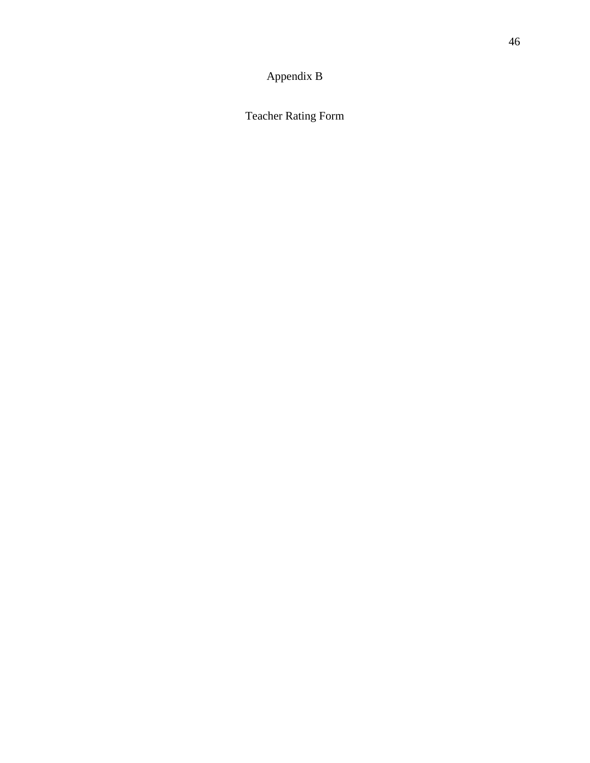# Appendix B

## Teacher Rating Form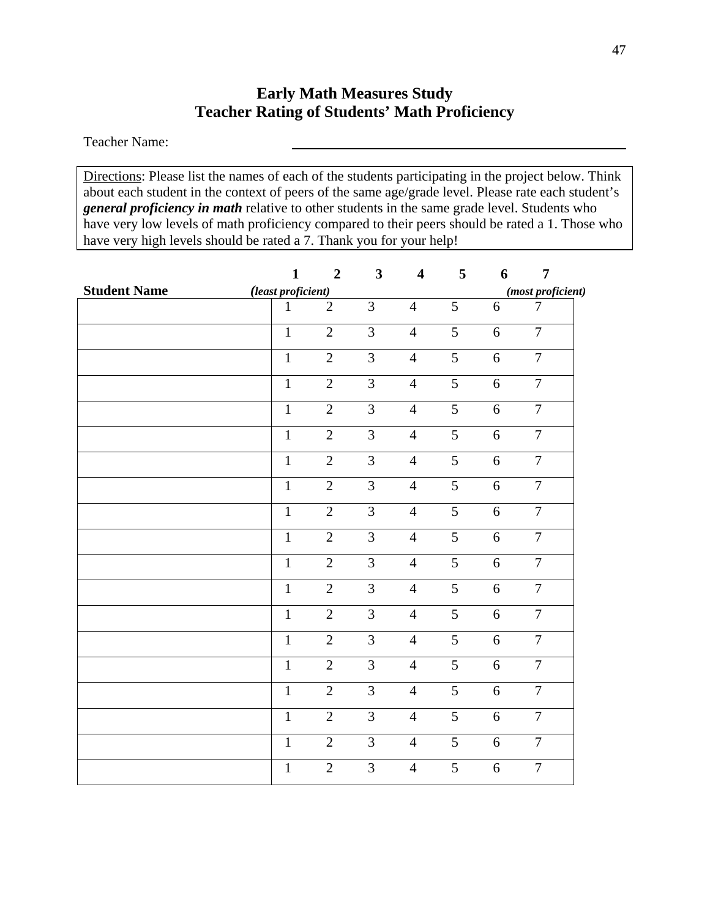## Early Math Measures Study
## Teacher Rating of Students' Math Proficiency

Teacher Name: ______________________________

Directions: Please list the names of each of the students participating in the project below. Think about each student in the context of peers of the same age/grade level. Please rate each student's ***general proficiency in math*** relative to other students in the same grade level. Students who have very low levels of math proficiency compared to their peers should be rated a 1. Those who have very high levels should be rated a 7. Thank you for your help!

| **Student Name** | **1** *(least proficient)* | **2** | **3** | **4** | **5** | **6** | **7** *(most proficient)* |
|---|---|---|---|---|---|---|---|
| | 1 | 2 | 3 | 4 | 5 | 6 | 7 |
| | 1 | 2 | 3 | 4 | 5 | 6 | 7 |
| | 1 | 2 | 3 | 4 | 5 | 6 | 7 |
| | 1 | 2 | 3 | 4 | 5 | 6 | 7 |
| | 1 | 2 | 3 | 4 | 5 | 6 | 7 |
| | 1 | 2 | 3 | 4 | 5 | 6 | 7 |
| | 1 | 2 | 3 | 4 | 5 | 6 | 7 |
| | 1 | 2 | 3 | 4 | 5 | 6 | 7 |
| | 1 | 2 | 3 | 4 | 5 | 6 | 7 |
| | 1 | 2 | 3 | 4 | 5 | 6 | 7 |
| | 1 | 2 | 3 | 4 | 5 | 6 | 7 |
| | 1 | 2 | 3 | 4 | 5 | 6 | 7 |
| | 1 | 2 | 3 | 4 | 5 | 6 | 7 |
| | 1 | 2 | 3 | 4 | 5 | 6 | 7 |
| | 1 | 2 | 3 | 4 | 5 | 6 | 7 |
| | 1 | 2 | 3 | 4 | 5 | 6 | 7 |
| | 1 | 2 | 3 | 4 | 5 | 6 | 7 |
| | 1 | 2 | 3 | 4 | 5 | 6 | 7 |
| | 1 | 2 | 3 | 4 | 5 | 6 | 7 |